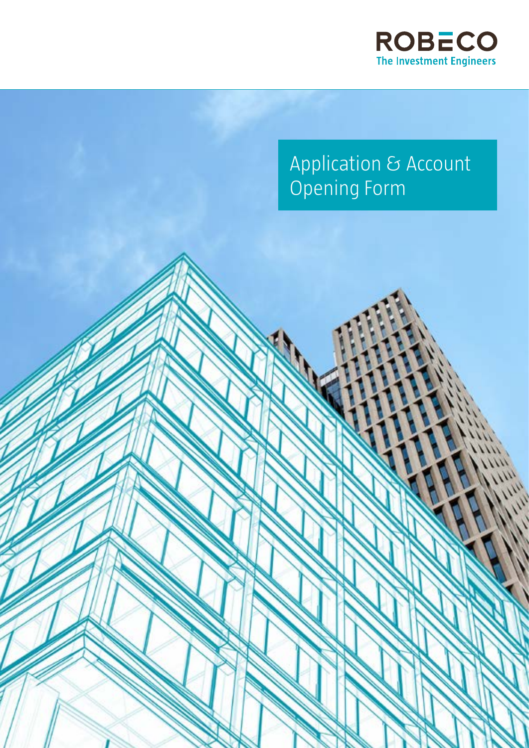ROBECO

The Investment Engineers

# Application & Account Opening Form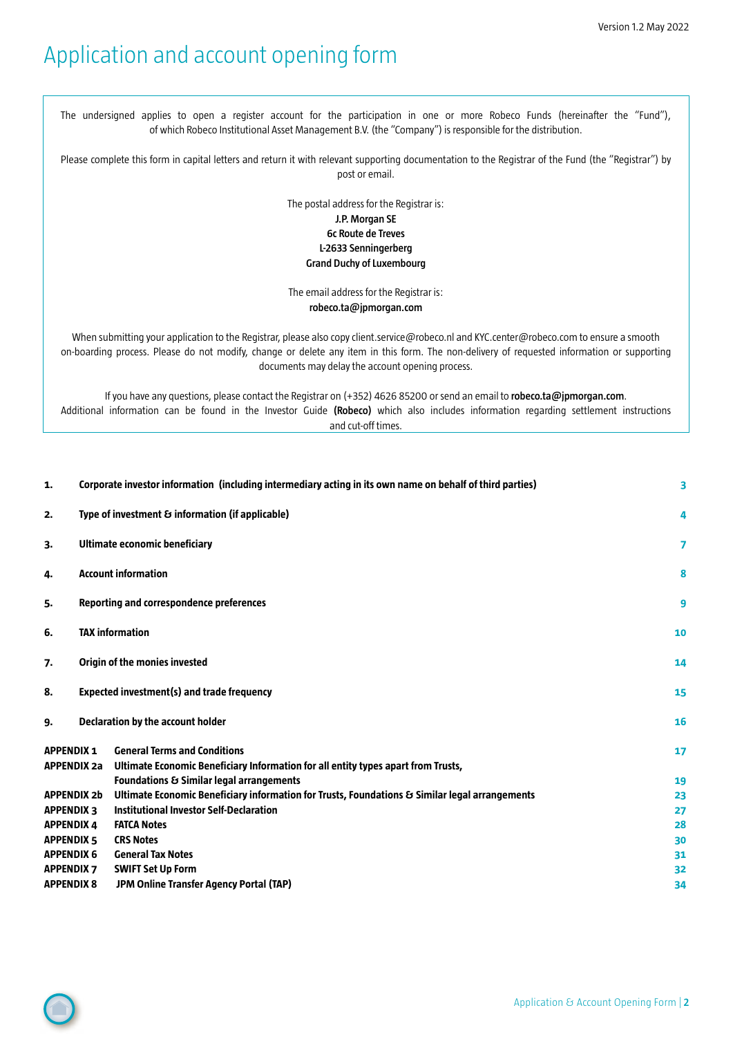Version 1.2 May 2022

# Application and account opening form

The undersigned applies to open a register account for the participation in one or more Robeco Funds (hereinafter the "Fund"), of which Robeco Institutional Asset Management B.V. (the "Company") is responsible for the distribution.

Please complete this form in capital letters and return it with relevant supporting documentation to the Registrar of the Fund (the "Registrar") by post or email.

The postal address for the Registrar is:
**J.P. Morgan SE**
**6c Route de Treves**
**L-2633 Senningerberg**
**Grand Duchy of Luxembourg**

The email address for the Registrar is:
**robeco.ta@jpmorgan.com**

When submitting your application to the Registrar, please also copy client.service@robeco.nl and KYC.center@robeco.com to ensure a smooth on-boarding process. Please do not modify, change or delete any item in this form. The non-delivery of requested information or supporting documents may delay the account opening process.

If you have any questions, please contact the Registrar on (+352) 4626 85200 or send an email to **robeco.ta@jpmorgan.com**.
Additional information can be found in the Investor Guide **(Robeco)** which also includes information regarding settlement instructions and cut-off times.

| | | |
|---|---|---|
| **1.** | **Corporate investor information (including intermediary acting in its own name on behalf of third parties)** | 3 |
| **2.** | **Type of investment & information (if applicable)** | 4 |
| **3.** | **Ultimate economic beneficiary** | 7 |
| **4.** | **Account information** | 8 |
| **5.** | **Reporting and correspondence preferences** | 9 |
| **6.** | **TAX information** | 10 |
| **7.** | **Origin of the monies invested** | 14 |
| **8.** | **Expected investment(s) and trade frequency** | 15 |
| **9.** | **Declaration by the account holder** | 16 |
| **APPENDIX 1** | **General Terms and Conditions** | 17 |
| **APPENDIX 2a** | **Ultimate Economic Beneficiary Information for all entity types apart from Trusts, Foundations & Similar legal arrangements** | 19 |
| **APPENDIX 2b** | **Ultimate Economic Beneficiary information for Trusts, Foundations & Similar legal arrangements** | 23 |
| **APPENDIX 3** | **Institutional Investor Self-Declaration** | 27 |
| **APPENDIX 4** | **FATCA Notes** | 28 |
| **APPENDIX 5** | **CRS Notes** | 30 |
| **APPENDIX 6** | **General Tax Notes** | 31 |
| **APPENDIX 7** | **SWIFT Set Up Form** | 32 |
| **APPENDIX 8** | **JPM Online Transfer Agency Portal (TAP)** | 34 |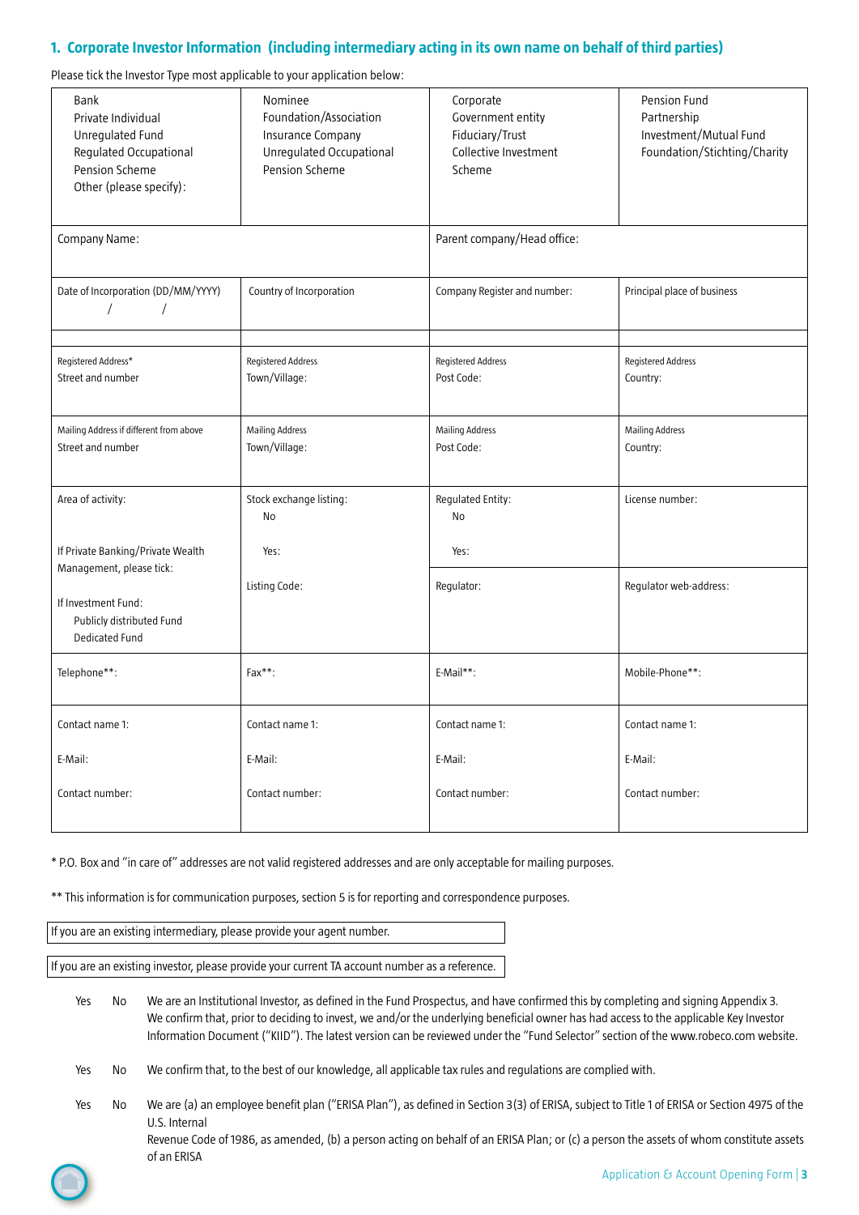## 1. Corporate Investor Information (including intermediary acting in its own name on behalf of third parties)

Please tick the Investor Type most applicable to your application below:

| | | | |
|---|---|---|---|
| Bank<br>Private Individual<br>Unregulated Fund<br>Regulated Occupational Pension Scheme<br>Other (please specify): | Nominee<br>Foundation/Association<br>Insurance Company<br>Unregulated Occupational Pension Scheme | Corporate<br>Government entity<br>Fiduciary/Trust<br>Collective Investment Scheme | Pension Fund<br>Partnership<br>Investment/Mutual Fund<br>Foundation/Stichting/Charity |
| Company Name: | | Parent company/Head office: | |
| Date of Incorporation (DD/MM/YYYY)<br>/ / | Country of Incorporation | Company Register and number: | Principal place of business |
| | | | |
| Registered Address*<br>Street and number | Registered Address<br>Town/Village: | Registered Address<br>Post Code: | Registered Address<br>Country: |
| Mailing Address if different from above<br>Street and number | Mailing Address<br>Town/Village: | Mailing Address<br>Post Code: | Mailing Address<br>Country: |
| Area of activity:<br><br>If Private Banking/Private Wealth Management, please tick:<br><br>If Investment Fund:<br>Publicly distributed Fund<br>Dedicated Fund | Stock exchange listing:<br>No<br><br>Yes:<br><br>Listing Code: | Regulated Entity:<br>No<br><br>Yes:<br><br>Regulator: | License number:<br><br>Regulator web-address: |
| Telephone**: | Fax**: | E-Mail**: | Mobile-Phone**: |
| Contact name 1:<br><br>E-Mail:<br><br>Contact number: | Contact name 1:<br><br>E-Mail:<br><br>Contact number: | Contact name 1:<br><br>E-Mail:<br><br>Contact number: | Contact name 1:<br><br>E-Mail:<br><br>Contact number: |

* P.O. Box and "in care of" addresses are not valid registered addresses and are only acceptable for mailing purposes.

** This information is for communication purposes, section 5 is for reporting and correspondence purposes.

If you are an existing intermediary, please provide your agent number.

If you are an existing investor, please provide your current TA account number as a reference.

Yes No We are an Institutional Investor, as defined in the Fund Prospectus, and have confirmed this by completing and signing Appendix 3. We confirm that, prior to deciding to invest, we and/or the underlying beneficial owner has had access to the applicable Key Investor Information Document ("KIID"). The latest version can be reviewed under the "Fund Selector" section of the www.robeco.com website.

Yes No We confirm that, to the best of our knowledge, all applicable tax rules and regulations are complied with.

Yes No We are (a) an employee benefit plan ("ERISA Plan"), as defined in Section 3(3) of ERISA, subject to Title 1 of ERISA or Section 4975 of the U.S. Internal Revenue Code of 1986, as amended, (b) a person acting on behalf of an ERISA Plan; or (c) a person the assets of whom constitute assets of an ERISA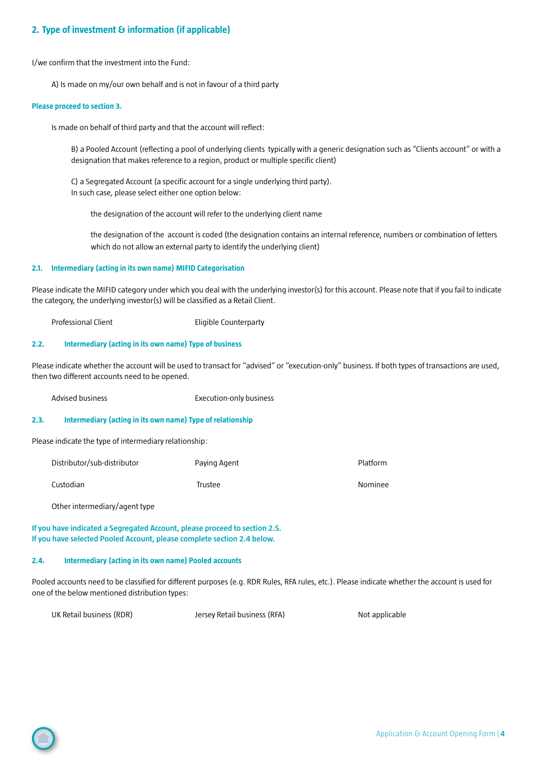## 2. Type of investment & information (if applicable)

I/we confirm that the investment into the Fund:

A) Is made on my/our own behalf and is not in favour of a third party

**Please proceed to section 3.**

Is made on behalf of third party and that the account will reflect:

B) a Pooled Account (reflecting a pool of underlying clients typically with a generic designation such as "Clients account" or with a designation that makes reference to a region, product or multiple specific client)

C) a Segregated Account (a specific account for a single underlying third party).
In such case, please select either one option below:

the designation of the account will refer to the underlying client name

the designation of the account is coded (the designation contains an internal reference, numbers or combination of letters which do not allow an external party to identify the underlying client)

### 2.1. Intermediary (acting in its own name) MIFID Categorisation

Please indicate the MIFID category under which you deal with the underlying investor(s) for this account. Please note that if you fail to indicate the category, the underlying investor(s) will be classified as a Retail Client.

Professional Client | Eligible Counterparty

### 2.2. Intermediary (acting in its own name) Type of business

Please indicate whether the account will be used to transact for "advised" or "execution-only" business. If both types of transactions are used, then two different accounts need to be opened.

Advised business | Execution-only business

### 2.3. Intermediary (acting in its own name) Type of relationship

Please indicate the type of intermediary relationship:

| | | |
|---|---|---|
| Distributor/sub-distributor | Paying Agent | Platform |
| Custodian | Trustee | Nominee |
| Other intermediary/agent type | | |

**If you have indicated a Segregated Account, please proceed to section 2.5.**
**If you have selected Pooled Account, please complete section 2.4 below.**

### 2.4. Intermediary (acting in its own name) Pooled accounts

Pooled accounts need to be classified for different purposes (e.g. RDR Rules, RFA rules, etc.). Please indicate whether the account is used for one of the below mentioned distribution types:

UK Retail business (RDR) | Jersey Retail business (RFA) | Not applicable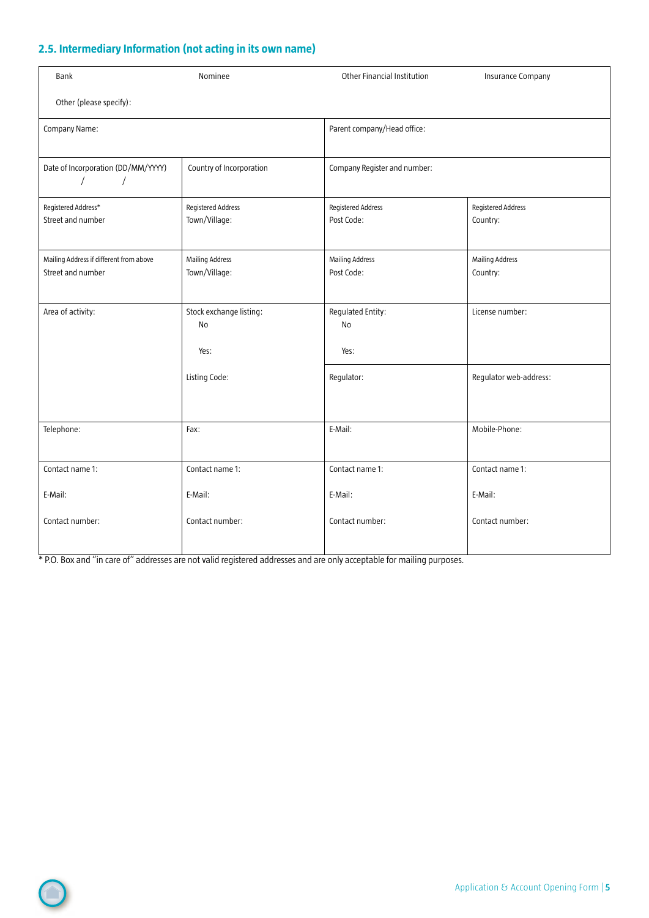## 2.5. Intermediary Information (not acting in its own name)

| Bank | Nominee | Other Financial Institution | Insurance Company |
|---|---|---|---|
| Other (please specify): | | | |
| Company Name: | | Parent company/Head office: | |
| Date of Incorporation (DD/MM/YYYY) / / | Country of Incorporation | Company Register and number: | |
| Registered Address* Street and number | Registered Address Town/Village: | Registered Address Post Code: | Registered Address Country: |
| Mailing Address if different from above Street and number | Mailing Address Town/Village: | Mailing Address Post Code: | Mailing Address Country: |
| Area of activity: | Stock exchange listing: No Yes: | Regulated Entity: No Yes: | License number: |
| | Listing Code: | Regulator: | Regulator web-address: |
| Telephone: | Fax: | E-Mail: | Mobile-Phone: |
| Contact name 1: E-Mail: Contact number: | Contact name 1: E-Mail: Contact number: | Contact name 1: E-Mail: Contact number: | Contact name 1: E-Mail: Contact number: |

* P.O. Box and "in care of" addresses are not valid registered addresses and are only acceptable for mailing purposes.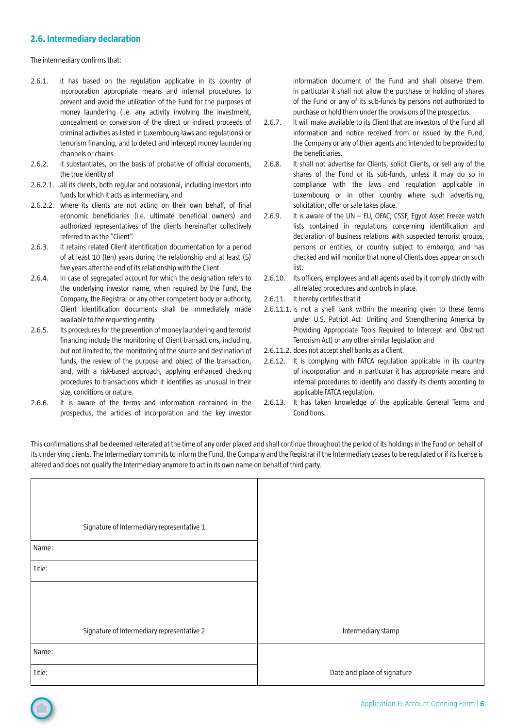## 2.6. Intermediary declaration

The intermediary confirms that:

2.6.1. it has based on the regulation applicable in its country of incorporation appropriate means and internal procedures to prevent and avoid the utilization of the Fund for the purposes of money laundering (i.e. any activity involving the investment, concealment or conversion of the direct or indirect proceeds of criminal activities as listed in Luxembourg laws and regulations) or terrorism financing, and to detect and intercept money laundering channels or chains.

2.6.2. it substantiates, on the basis of probative of official documents, the true identity of

2.6.2.1. all its clients, both regular and occasional, including investors into funds for which it acts as intermediary, and

2.6.2.2. where its clients are not acting on their own behalf, of final economic beneficiaries (i.e. ultimate beneficial owners) and authorized representatives of the clients hereinafter collectively referred to as the "Client".

2.6.3. It retains related Client identification documentation for a period of at least 10 (ten) years during the relationship and at least (5) five years after the end of its relationship with the Client.

2.6.4. In case of segregated account for which the designation refers to the underlying investor name, when required by the Fund, the Company, the Registrar or any other competent body or authority, Client identification documents shall be immediately made available to the requesting entity.

2.6.5. Its procedures for the prevention of money laundering and terrorist financing include the monitoring of Client transactions, including, but not limited to, the monitoring of the source and destination of funds, the review of the purpose and object of the transaction, and, with a risk-based approach, applying enhanced checking procedures to transactions which it identifies as unusual in their size, conditions or nature.

2.6.6. It is aware of the terms and information contained in the prospectus, the articles of incorporation and the key investor information document of the Fund and shall observe them. In particular it shall not allow the purchase or holding of shares of the Fund or any of its sub-funds by persons not authorized to purchase or hold them under the provisions of the prospectus.

2.6.7. It will make available to its Client that are investors of the Fund all information and notice received from or issued by the Fund, the Company or any of their agents and intended to be provided to the beneficiaries.

2.6.8. It shall not advertise for Clients, solicit Clients, or sell any of the shares of the Fund or its sub-funds, unless it may do so in compliance with the laws and regulation applicable in Luxembourg or in other country where such advertising, solicitation, offer or sale takes place.

2.6.9. It is aware of the UN – EU, OFAC, CSSF, Egypt Asset Freeze watch lists contained in regulations concerning identification and declaration of business relations with suspected terrorist groups, persons or entities, or country subject to embargo, and has checked and will monitor that none of Clients does appear on such list.

2.6.10. Its officers, employees and all agents used by it comply strictly with all related procedures and controls in place.

2.6.11. It hereby certifies that it

2.6.11.1. is not a shell bank within the meaning given to these terms under U.S. Patriot Act: Uniting and Strengthening America by Providing Appropriate Tools Required to Intercept and Obstruct Terrorism Act) or any other similar legislation and

2.6.11.2. does not accept shell banks as a Client.

2.6.12. It is complying with FATCA regulation applicable in its country of incorporation and in particular it has appropriate means and internal procedures to identify and classify its clients according to applicable FATCA regulation.

2.6.13. It has taken knowledge of the applicable General Terms and Conditions.

This confirmations shall be deemed reiterated at the time of any order placed and shall continue throughout the period of its holdings in the Fund on behalf of its underlying clients. The Intermediary commits to inform the Fund, the Company and the Registrar if the Intermediary ceases to be regulated or if its license is altered and does not qualify the Intermediary anymore to act in its own name on behalf of third party.

| Signature of Intermediary representative 1 | |
|---|---|
| Name: | |
| Title: | |
| Signature of Intermediary representative 2 | Intermediary stamp |
| Name: | |
| Title: | Date and place of signature |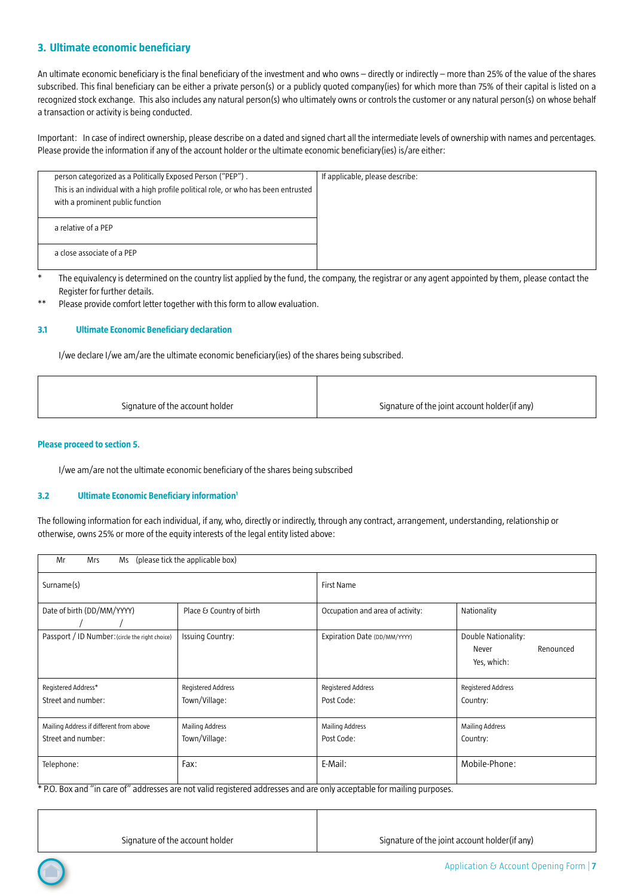## 3. Ultimate economic beneficiary

An ultimate economic beneficiary is the final beneficiary of the investment and who owns – directly or indirectly – more than 25% of the value of the shares subscribed. This final beneficiary can be either a private person(s) or a publicly quoted company(ies) for which more than 75% of their capital is listed on a recognized stock exchange. This also includes any natural person(s) who ultimately owns or controls the customer or any natural person(s) on whose behalf a transaction or activity is being conducted.

Important: In case of indirect ownership, please describe on a dated and signed chart all the intermediate levels of ownership with names and percentages. Please provide the information if any of the account holder or the ultimate economic beneficiary(ies) is/are either:

| | |
|---|---|
| person categorized as a Politically Exposed Person ("PEP") . This is an individual with a high profile political role, or who has been entrusted with a prominent public function | If applicable, please describe: |
| a relative of a PEP | |
| a close associate of a PEP | |

\* The equivalency is determined on the country list applied by the fund, the company, the registrar or any agent appointed by them, please contact the Register for further details.

\*\* Please provide comfort letter together with this form to allow evaluation.

### 3.1 Ultimate Economic Beneficiary declaration

I/we declare I/we am/are the ultimate economic beneficiary(ies) of the shares being subscribed.

| | |
|---|---|
| Signature of the account holder | Signature of the joint account holder(if any) |

**Please proceed to section 5.**

I/we am/are not the ultimate economic beneficiary of the shares being subscribed

### 3.2 Ultimate Economic Beneficiary information[1]

The following information for each individual, if any, who, directly or indirectly, through any contract, arrangement, understanding, relationship or otherwise, owns 25% or more of the equity interests of the legal entity listed above:

| | | | |
|---|---|---|---|
| Mr Mrs Ms (please tick the applicable box) | | | |
| Surname(s) | | First Name | |
| Date of birth (DD/MM/YYYY) / / | Place & Country of birth | Occupation and area of activity: | Nationality |
| Passport / ID Number: (circle the right choice) | Issuing Country: | Expiration Date (DD/MM/YYYY) | Double Nationality: Never Renounced Yes, which: |
| Registered Address* Street and number: | Registered Address Town/Village: | Registered Address Post Code: | Registered Address Country: |
| Mailing Address if different from above Street and number: | Mailing Address Town/Village: | Mailing Address Post Code: | Mailing Address Country: |
| Telephone: | Fax: | E-Mail: | Mobile-Phone: |

\* P.O. Box and "in care of" addresses are not valid registered addresses and are only acceptable for mailing purposes.

| | |
|---|---|
| Signature of the account holder | Signature of the joint account holder(if any) |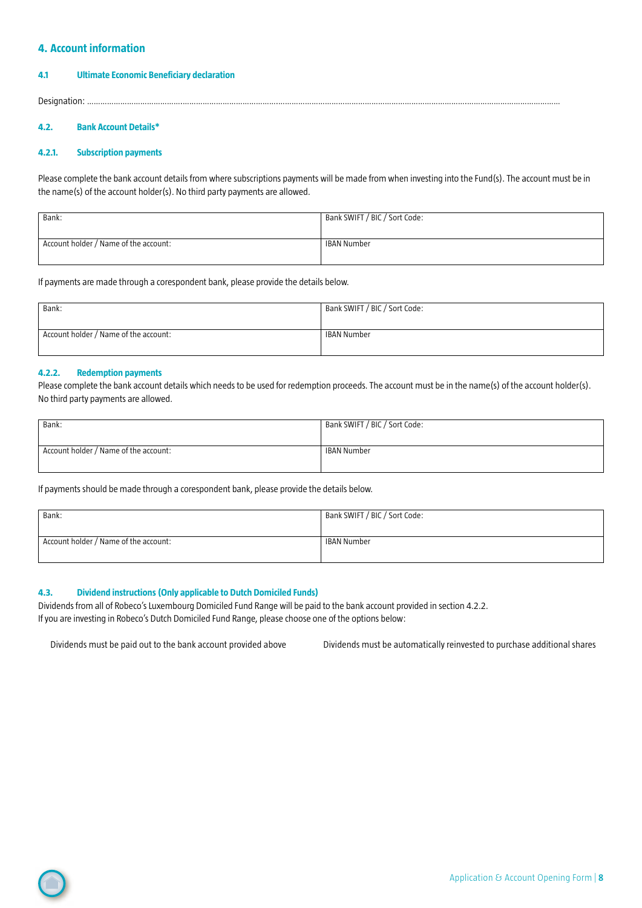## 4. Account information

### 4.1 Ultimate Economic Beneficiary declaration

Designation: ..........................................................................................................................................................................................................

### 4.2. Bank Account Details*

#### 4.2.1. Subscription payments

Please complete the bank account details from where subscriptions payments will be made from when investing into the Fund(s). The account must be in the name(s) of the account holder(s). No third party payments are allowed.

| Bank: | Bank SWIFT / BIC / Sort Code: |
|---|---|
| Account holder / Name of the account: | IBAN Number |

If payments are made through a corespondent bank, please provide the details below.

| Bank: | Bank SWIFT / BIC / Sort Code: |
|---|---|
| Account holder / Name of the account: | IBAN Number |

#### 4.2.2. Redemption payments

Please complete the bank account details which needs to be used for redemption proceeds. The account must be in the name(s) of the account holder(s). No third party payments are allowed.

| Bank: | Bank SWIFT / BIC / Sort Code: |
|---|---|
| Account holder / Name of the account: | IBAN Number |

If payments should be made through a corespondent bank, please provide the details below.

| Bank: | Bank SWIFT / BIC / Sort Code: |
|---|---|
| Account holder / Name of the account: | IBAN Number |

### 4.3. Dividend instructions (Only applicable to Dutch Domiciled Funds)

Dividends from all of Robeco's Luxembourg Domiciled Fund Range will be paid to the bank account provided in section 4.2.2.
If you are investing in Robeco's Dutch Domiciled Fund Range, please choose one of the options below:

- Dividends must be paid out to the bank account provided above
- Dividends must be automatically reinvested to purchase additional shares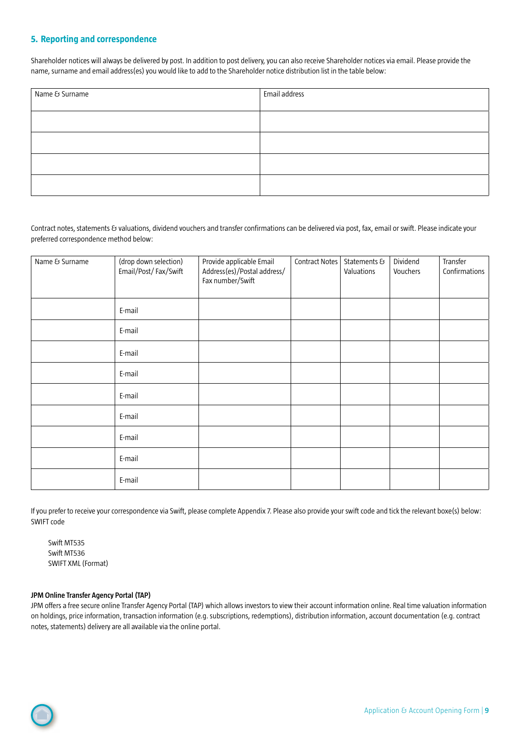## 5. Reporting and correspondence

Shareholder notices will always be delivered by post. In addition to post delivery, you can also receive Shareholder notices via email. Please provide the name, surname and email address(es) you would like to add to the Shareholder notice distribution list in the table below:

| Name & Surname | Email address |
| --- | --- |
| | |
| | |
| | |
| | |

Contract notes, statements & valuations, dividend vouchers and transfer confirmations can be delivered via post, fax, email or swift. Please indicate your preferred correspondence method below:

| Name & Surname | (drop down selection) Email/Post/ Fax/Swift | Provide applicable Email Address(es)/Postal address/ Fax number/Swift | Contract Notes | Statements & Valuations | Dividend Vouchers | Transfer Confirmations |
| --- | --- | --- | --- | --- | --- | --- |
| | E-mail | | | | | |
| | E-mail | | | | | |
| | E-mail | | | | | |
| | E-mail | | | | | |
| | E-mail | | | | | |
| | E-mail | | | | | |
| | E-mail | | | | | |
| | E-mail | | | | | |
| | E-mail | | | | | |

If you prefer to receive your correspondence via Swift, please complete Appendix 7. Please also provide your swift code and tick the relevant boxe(s) below:
SWIFT code

Swift MT535
Swift MT536
SWIFT XML (Format)

**JPM Online Transfer Agency Portal (TAP)**
JPM offers a free secure online Transfer Agency Portal (TAP) which allows investors to view their account information online. Real time valuation information on holdings, price information, transaction information (e.g. subscriptions, redemptions), distribution information, account documentation (e.g. contract notes, statements) delivery are all available via the online portal.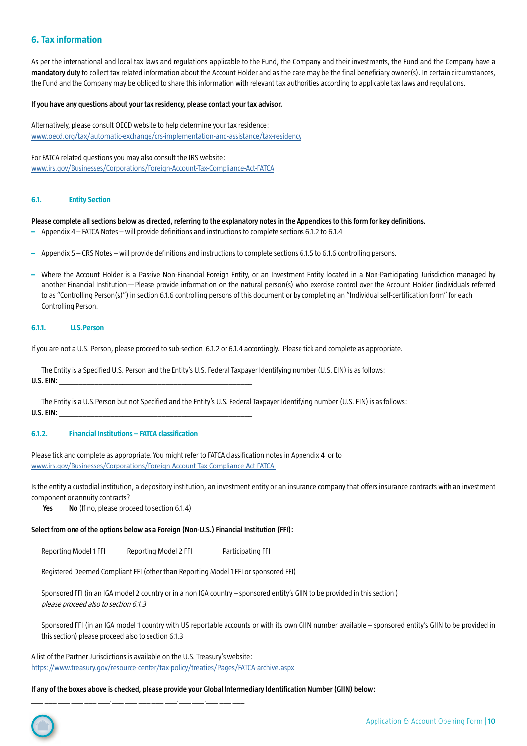## 6. Tax information

As per the international and local tax laws and regulations applicable to the Fund, the Company and their investments, the Fund and the Company have a **mandatory duty** to collect tax related information about the Account Holder and as the case may be the final beneficiary owner(s). In certain circumstances, the Fund and the Company may be obliged to share this information with relevant tax authorities according to applicable tax laws and regulations.

**If you have any questions about your tax residency, please contact your tax advisor.**

Alternatively, please consult OECD website to help determine your tax residence:
www.oecd.org/tax/automatic-exchange/crs-implementation-and-assistance/tax-residency

For FATCA related questions you may also consult the IRS website:
www.irs.gov/Businesses/Corporations/Foreign-Account-Tax-Compliance-Act-FATCA

### 6.1. Entity Section

**Please complete all sections below as directed, referring to the explanatory notes in the Appendices to this form for key definitions.**

- Appendix 4 – FATCA Notes – will provide definitions and instructions to complete sections 6.1.2 to 6.1.4
- Appendix 5 – CRS Notes – will provide definitions and instructions to complete sections 6.1.5 to 6.1.6 controlling persons.
- Where the Account Holder is a Passive Non-Financial Foreign Entity, or an Investment Entity located in a Non-Participating Jurisdiction managed by another Financial Institution—Please provide information on the natural person(s) who exercise control over the Account Holder (individuals referred to as "Controlling Person(s)") in section 6.1.6 controlling persons of this document or by completing an "Individual self-certification form" for each Controlling Person.

#### 6.1.1. U.S.Person

If you are not a U.S. Person, please proceed to sub-section 6.1.2 or 6.1.4 accordingly. Please tick and complete as appropriate.

The Entity is a Specified U.S. Person and the Entity's U.S. Federal Taxpayer Identifying number (U.S. EIN) is as follows:
**U.S. EIN:** ____________________________________________________

The Entity is a U.S.Person but not Specified and the Entity's U.S. Federal Taxpayer Identifying number (U.S. EIN) is as follows:
**U.S. EIN:** ____________________________________________________

#### 6.1.2. Financial Institutions – FATCA classification

Please tick and complete as appropriate. You might refer to FATCA classification notes in Appendix 4 or to
www.irs.gov/Businesses/Corporations/Foreign-Account-Tax-Compliance-Act-FATCA

Is the entity a custodial institution, a depository institution, an investment entity or an insurance company that offers insurance contracts with an investment component or annuity contracts?

**Yes** **No** (If no, please proceed to section 6.1.4)

**Select from one of the options below as a Foreign (Non-U.S.) Financial Institution (FFI):**

Reporting Model 1 FFI Reporting Model 2 FFI Participating FFI

Registered Deemed Compliant FFI (other than Reporting Model 1 FFI or sponsored FFI)

Sponsored FFI (in an IGA model 2 country or in a non IGA country – sponsored entity's GIIN to be provided in this section )
*please proceed also to section 6.1.3*

Sponsored FFI (in an IGA model 1 country with US reportable accounts or with its own GIIN number available – sponsored entity's GIIN to be provided in this section) please proceed also to section 6.1.3

A list of the Partner Jurisdictions is available on the U.S. Treasury's website:
https://www.treasury.gov/resource-center/tax-policy/treaties/Pages/FATCA-archive.aspx

**If any of the boxes above is checked, please provide your Global Intermediary Identification Number (GIIN) below:**

___ ___ ___ ___ ___ ___.___ ___ ___ ___ ___.___ ___.___ ___ ___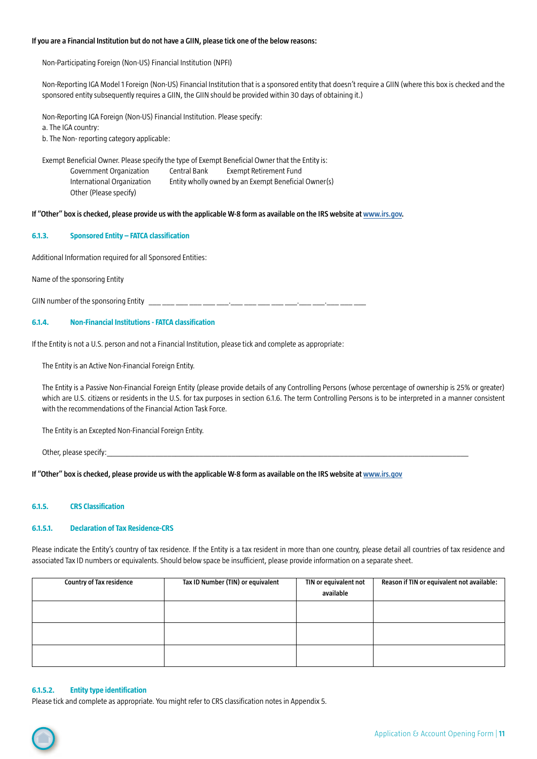**If you are a Financial Institution but do not have a GIIN, please tick one of the below reasons:**

Non-Participating Foreign (Non-US) Financial Institution (NPFI)

Non-Reporting IGA Model 1 Foreign (Non-US) Financial Institution that is a sponsored entity that doesn't require a GIIN (where this box is checked and the sponsored entity subsequently requires a GIIN, the GIIN should be provided within 30 days of obtaining it.)

Non-Reporting IGA Foreign (Non-US) Financial Institution. Please specify:
a. The IGA country:
b. The Non- reporting category applicable:

Exempt Beneficial Owner. Please specify the type of Exempt Beneficial Owner that the Entity is:

Government Organization    Central Bank    Exempt Retirement Fund
International Organization    Entity wholly owned by an Exempt Beneficial Owner(s)
Other (Please specify)

**If "Other" box is checked, please provide us with the applicable W-8 form as available on the IRS website at www.irs.gov.**

### 6.1.3. Sponsored Entity – FATCA classification

Additional Information required for all Sponsored Entities:

Name of the sponsoring Entity

GIIN number of the sponsoring Entity ___ ___ ___ ___ ___ ___.___ ___ ___ ___ ___.___ ___.___ ___ ___

### 6.1.4. Non-Financial Institutions - FATCA classification

If the Entity is not a U.S. person and not a Financial Institution, please tick and complete as appropriate:

The Entity is an Active Non-Financial Foreign Entity.

The Entity is a Passive Non-Financial Foreign Entity (please provide details of any Controlling Persons (whose percentage of ownership is 25% or greater) which are U.S. citizens or residents in the U.S. for tax purposes in section 6.1.6. The term Controlling Persons is to be interpreted in a manner consistent with the recommendations of the Financial Action Task Force.

The Entity is an Excepted Non-Financial Foreign Entity.

Other, please specify:______________________________________________________________________________

**If "Other" box is checked, please provide us with the applicable W-8 form as available on the IRS website at www.irs.gov**

### 6.1.5. CRS Classification

#### 6.1.5.1. Declaration of Tax Residence-CRS

Please indicate the Entity's country of tax residence. If the Entity is a tax resident in more than one country, please detail all countries of tax residence and associated Tax ID numbers or equivalents. Should below space be insufficient, please provide information on a separate sheet.

| Country of Tax residence | Tax ID Number (TIN) or equivalent | TIN or equivalent not available | Reason if TIN or equivalent not available: |
|---|---|---|---|
| | | | |
| | | | |
| | | | |

#### 6.1.5.2. Entity type identification

Please tick and complete as appropriate. You might refer to CRS classification notes in Appendix 5.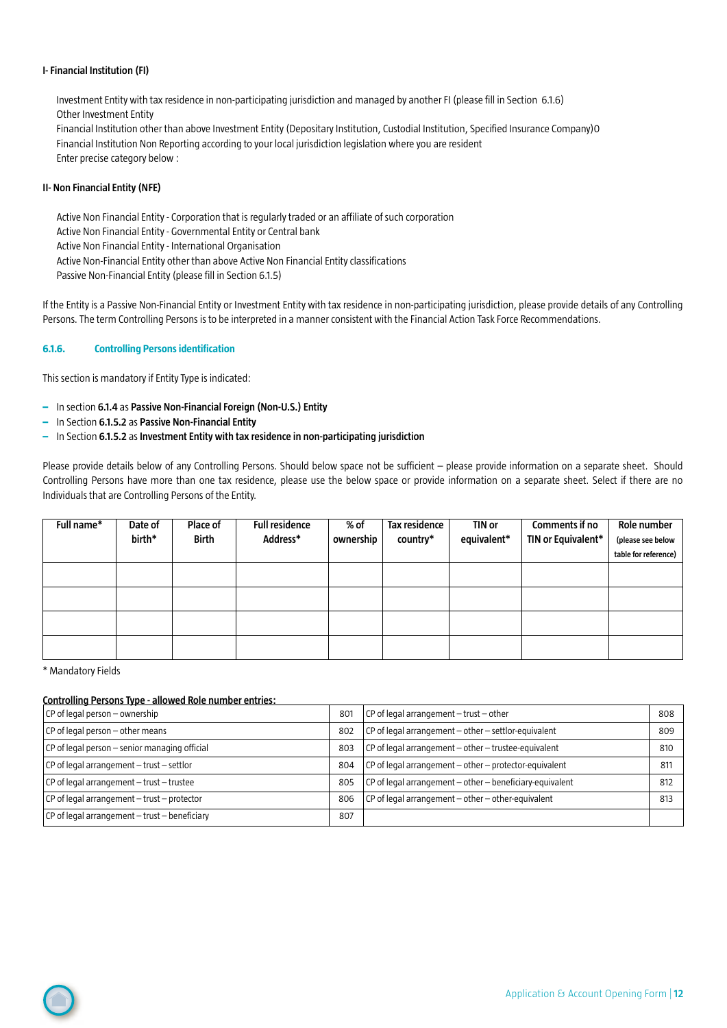**I- Financial Institution (FI)**

Investment Entity with tax residence in non-participating jurisdiction and managed by another FI (please fill in Section 6.1.6)
Other Investment Entity
Financial Institution other than above Investment Entity (Depositary Institution, Custodial Institution, Specified Insurance Company)O
Financial Institution Non Reporting according to your local jurisdiction legislation where you are resident
Enter precise category below :

**II- Non Financial Entity (NFE)**

Active Non Financial Entity - Corporation that is regularly traded or an affiliate of such corporation
Active Non Financial Entity - Governmental Entity or Central bank
Active Non Financial Entity - International Organisation
Active Non-Financial Entity other than above Active Non Financial Entity classifications
Passive Non-Financial Entity (please fill in Section 6.1.5)

If the Entity is a Passive Non-Financial Entity or Investment Entity with tax residence in non-participating jurisdiction, please provide details of any Controlling Persons. The term Controlling Persons is to be interpreted in a manner consistent with the Financial Action Task Force Recommendations.

### 6.1.6. Controlling Persons identification

This section is mandatory if Entity Type is indicated:

- In section **6.1.4** as **Passive Non-Financial Foreign (Non-U.S.) Entity**
- In Section **6.1.5.2** as **Passive Non-Financial Entity**
- In Section **6.1.5.2** as **Investment Entity with tax residence in non-participating jurisdiction**

Please provide details below of any Controlling Persons. Should below space not be sufficient – please provide information on a separate sheet. Should Controlling Persons have more than one tax residence, please use the below space or provide information on a separate sheet. Select if there are no Individuals that are Controlling Persons of the Entity.

| Full name* | Date of birth* | Place of Birth | Full residence Address* | % of ownership | Tax residence country* | TIN or equivalent* | Comments if no TIN or Equivalent* | Role number (please see below table for reference) |
|---|---|---|---|---|---|---|---|---|
| | | | | | | | | |
| | | | | | | | | |
| | | | | | | | | |
| | | | | | | | | |

\* Mandatory Fields

**Controlling Persons Type - allowed Role number entries:**

| | | | |
|---|---|---|---|
| CP of legal person – ownership | 801 | CP of legal arrangement – trust – other | 808 |
| CP of legal person – other means | 802 | CP of legal arrangement – other – settlor-equivalent | 809 |
| CP of legal person – senior managing official | 803 | CP of legal arrangement – other – trustee-equivalent | 810 |
| CP of legal arrangement – trust – settlor | 804 | CP of legal arrangement – other – protector-equivalent | 811 |
| CP of legal arrangement – trust – trustee | 805 | CP of legal arrangement – other – beneficiary-equivalent | 812 |
| CP of legal arrangement – trust – protector | 806 | CP of legal arrangement – other – other-equivalent | 813 |
| CP of legal arrangement – trust – beneficiary | 807 | | |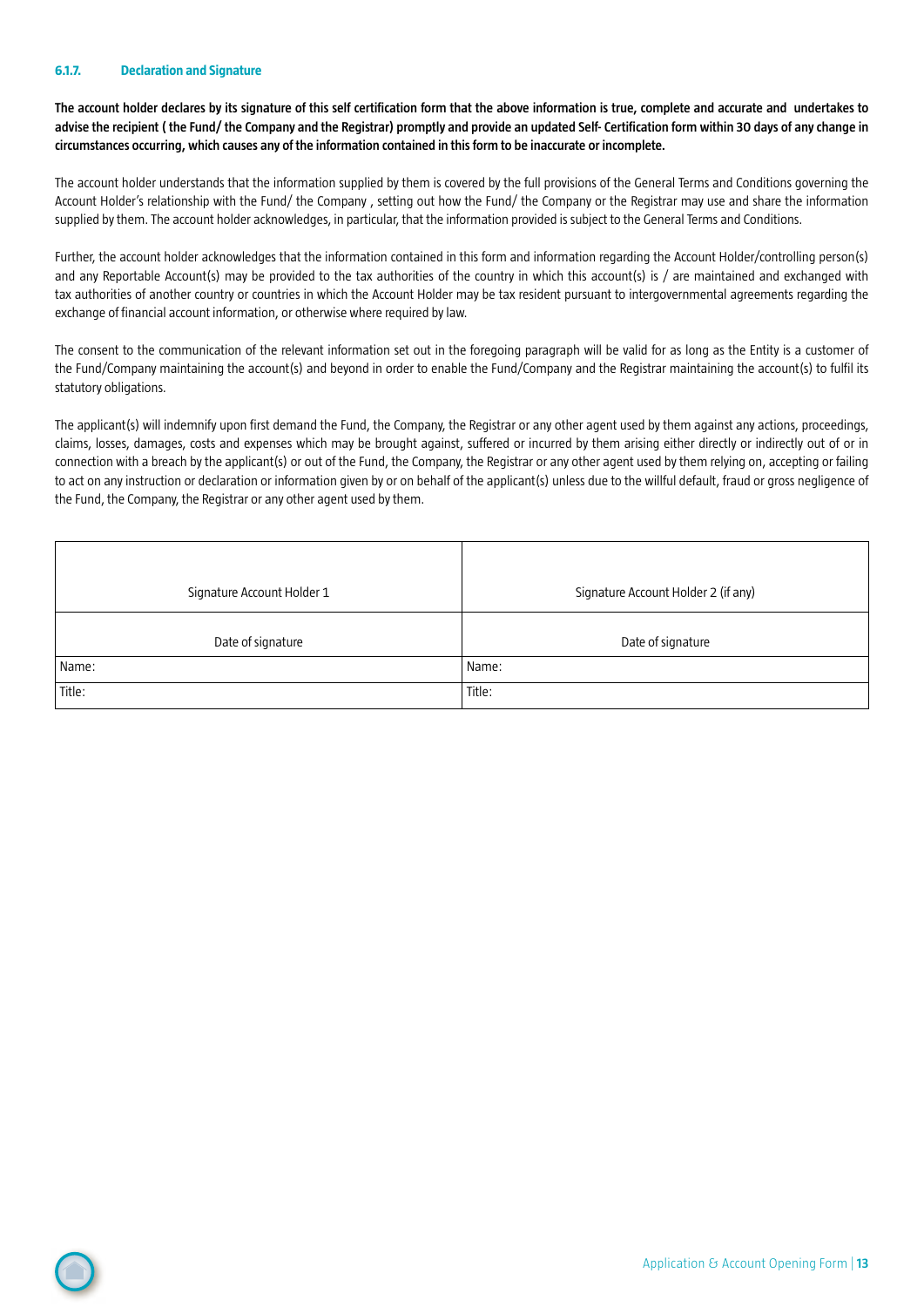### 6.1.7. Declaration and Signature

**The account holder declares by its signature of this self certification form that the above information is true, complete and accurate and undertakes to advise the recipient ( the Fund/ the Company and the Registrar) promptly and provide an updated Self- Certification form within 30 days of any change in circumstances occurring, which causes any of the information contained in this form to be inaccurate or incomplete.**

The account holder understands that the information supplied by them is covered by the full provisions of the General Terms and Conditions governing the Account Holder's relationship with the Fund/ the Company , setting out how the Fund/ the Company or the Registrar may use and share the information supplied by them. The account holder acknowledges, in particular, that the information provided is subject to the General Terms and Conditions.

Further, the account holder acknowledges that the information contained in this form and information regarding the Account Holder/controlling person(s) and any Reportable Account(s) may be provided to the tax authorities of the country in which this account(s) is / are maintained and exchanged with tax authorities of another country or countries in which the Account Holder may be tax resident pursuant to intergovernmental agreements regarding the exchange of financial account information, or otherwise where required by law.

The consent to the communication of the relevant information set out in the foregoing paragraph will be valid for as long as the Entity is a customer of the Fund/Company maintaining the account(s) and beyond in order to enable the Fund/Company and the Registrar maintaining the account(s) to fulfil its statutory obligations.

The applicant(s) will indemnify upon first demand the Fund, the Company, the Registrar or any other agent used by them against any actions, proceedings, claims, losses, damages, costs and expenses which may be brought against, suffered or incurred by them arising either directly or indirectly out of or in connection with a breach by the applicant(s) or out of the Fund, the Company, the Registrar or any other agent used by them relying on, accepting or failing to act on any instruction or declaration or information given by or on behalf of the applicant(s) unless due to the willful default, fraud or gross negligence of the Fund, the Company, the Registrar or any other agent used by them.

| Signature Account Holder 1 | Signature Account Holder 2 (if any) |
|---|---|
| Date of signature | Date of signature |
| Name: | Name: |
| Title: | Title: |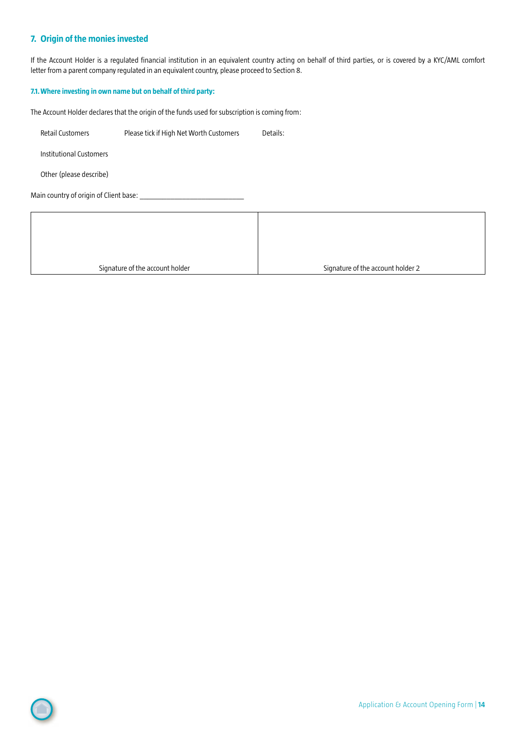## 7. Origin of the monies invested

If the Account Holder is a regulated financial institution in an equivalent country acting on behalf of third parties, or is covered by a KYC/AML comfort letter from a parent company regulated in an equivalent country, please proceed to Section 8.

### 7.1. Where investing in own name but on behalf of third party:

The Account Holder declares that the origin of the funds used for subscription is coming from:

Retail Customers    Please tick if High Net Worth Customers    Details:

Institutional Customers

Other (please describe)

Main country of origin of Client base: ___________________________

| Signature of the account holder | Signature of the account holder 2 |
|---|---|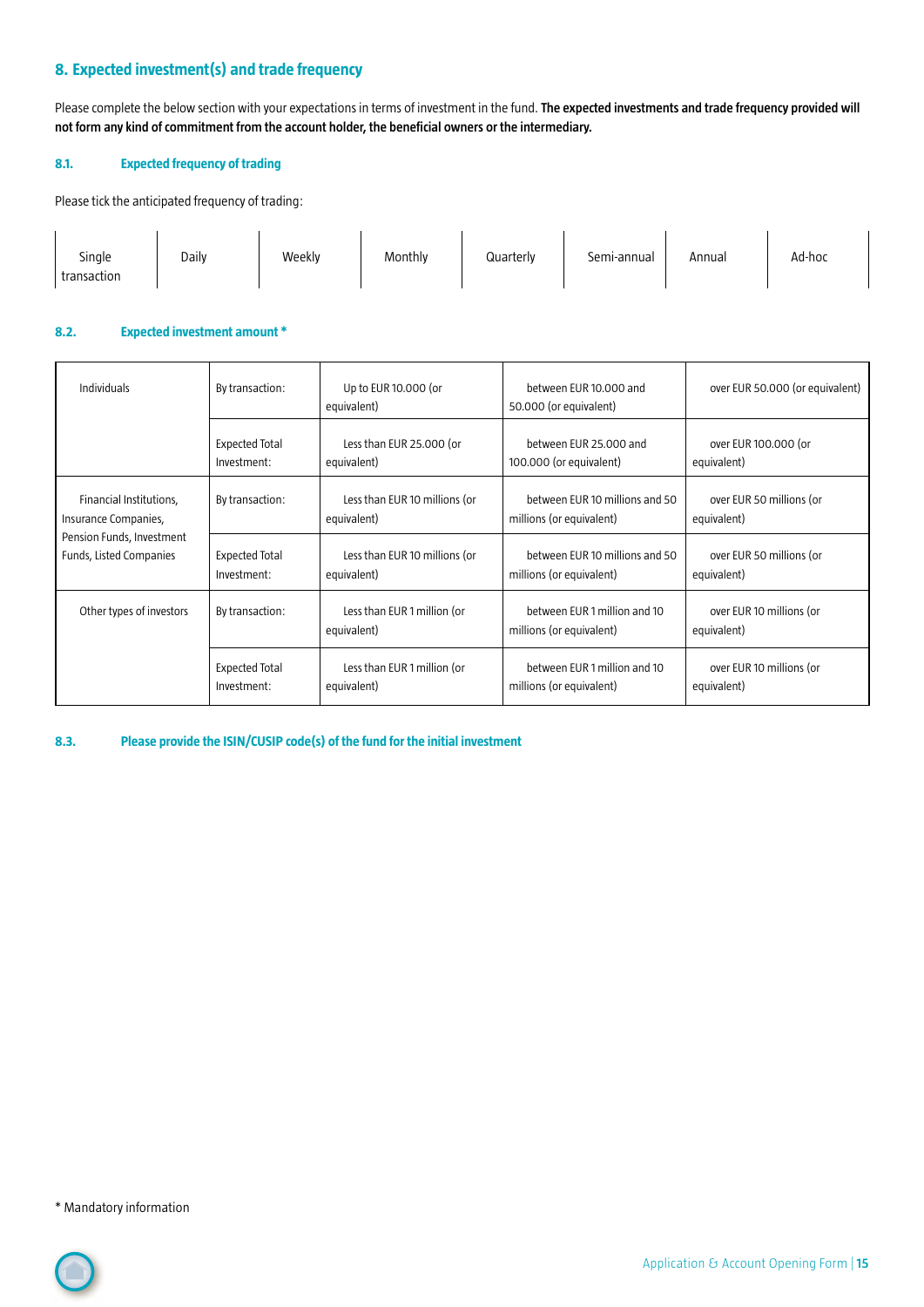## 8. Expected investment(s) and trade frequency

Please complete the below section with your expectations in terms of investment in the fund. **The expected investments and trade frequency provided will not form any kind of commitment from the account holder, the beneficial owners or the intermediary.**

### 8.1. Expected frequency of trading

Please tick the anticipated frequency of trading:

| Single transaction | Daily | Weekly | Monthly | Quarterly | Semi-annual | Annual | Ad-hoc |
|---|---|---|---|---|---|---|---|

### 8.2. Expected investment amount *

| | | | | |
|---|---|---|---|---|
| Individuals | By transaction: | Up to EUR 10.000 (or equivalent) | between EUR 10.000 and 50.000 (or equivalent) | over EUR 50.000 (or equivalent) |
| | Expected Total Investment: | Less than EUR 25.000 (or equivalent) | between EUR 25.000 and 100.000 (or equivalent) | over EUR 100.000 (or equivalent) |
| Financial Institutions, Insurance Companies, Pension Funds, Investment Funds, Listed Companies | By transaction: | Less than EUR 10 millions (or equivalent) | between EUR 10 millions and 50 millions (or equivalent) | over EUR 50 millions (or equivalent) |
| | Expected Total Investment: | Less than EUR 10 millions (or equivalent) | between EUR 10 millions and 50 millions (or equivalent) | over EUR 50 millions (or equivalent) |
| Other types of investors | By transaction: | Less than EUR 1 million (or equivalent) | between EUR 1 million and 10 millions (or equivalent) | over EUR 10 millions (or equivalent) |
| | Expected Total Investment: | Less than EUR 1 million (or equivalent) | between EUR 1 million and 10 millions (or equivalent) | over EUR 10 millions (or equivalent) |

### 8.3. Please provide the ISIN/CUSIP code(s) of the fund for the initial investment

* Mandatory information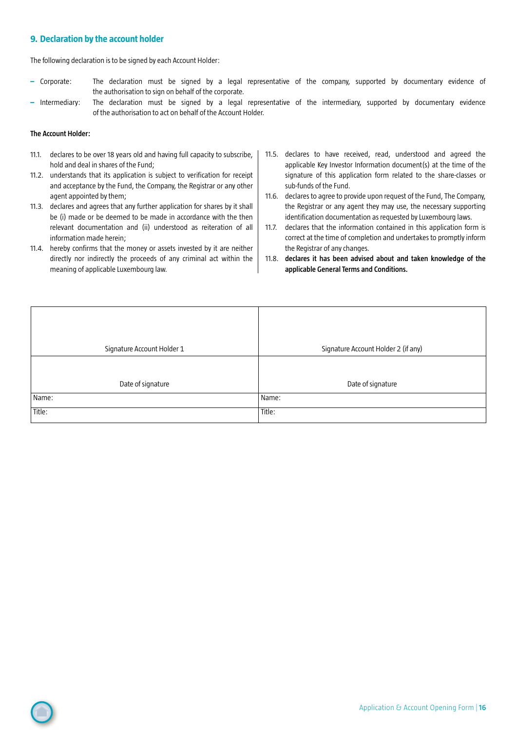## 9. Declaration by the account holder

The following declaration is to be signed by each Account Holder:

- Corporate: The declaration must be signed by a legal representative of the company, supported by documentary evidence of the authorisation to sign on behalf of the corporate.
- Intermediary: The declaration must be signed by a legal representative of the intermediary, supported by documentary evidence of the authorisation to act on behalf of the Account Holder.

**The Account Holder:**

11.1. declares to be over 18 years old and having full capacity to subscribe, hold and deal in shares of the Fund;

11.2. understands that its application is subject to verification for receipt and acceptance by the Fund, the Company, the Registrar or any other agent appointed by them;

11.3. declares and agrees that any further application for shares by it shall be (i) made or be deemed to be made in accordance with the then relevant documentation and (ii) understood as reiteration of all information made herein;

11.4. hereby confirms that the money or assets invested by it are neither directly nor indirectly the proceeds of any criminal act within the meaning of applicable Luxembourg law.

11.5. declares to have received, read, understood and agreed the applicable Key Investor Information document(s) at the time of the signature of this application form related to the share-classes or sub-funds of the Fund.

11.6. declares to agree to provide upon request of the Fund, The Company, the Registrar or any agent they may use, the necessary supporting identification documentation as requested by Luxembourg laws.

11.7. declares that the information contained in this application form is correct at the time of completion and undertakes to promptly inform the Registrar of any changes.

11.8. **declares it has been advised about and taken knowledge of the applicable General Terms and Conditions.**

| Signature Account Holder 1 | Signature Account Holder 2 (if any) |
|---|---|
| Date of signature | Date of signature |
| Name: | Name: |
| Title: | Title: |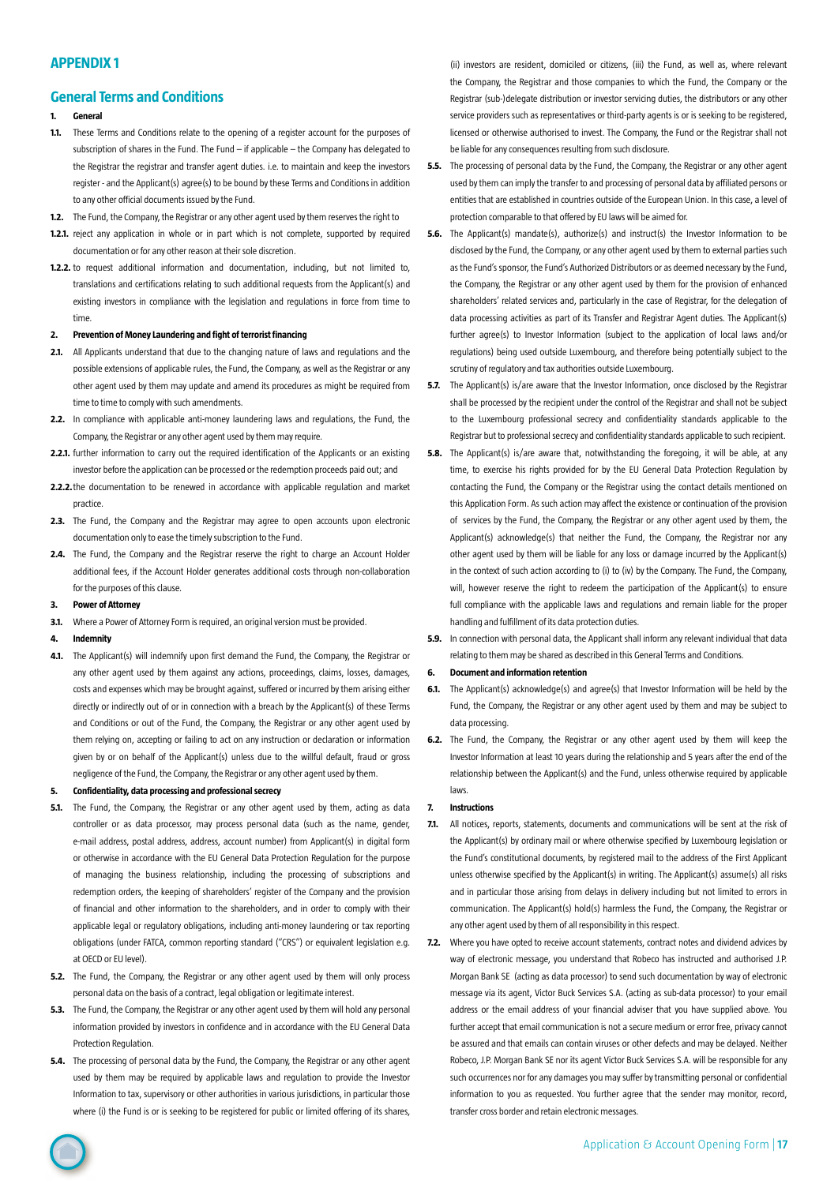# APPENDIX 1

## General Terms and Conditions

**1. General**

**1.1.** These Terms and Conditions relate to the opening of a register account for the purposes of subscription of shares in the Fund. The Fund – if applicable – the Company has delegated to the Registrar the registrar and transfer agent duties. i.e. to maintain and keep the investors register - and the Applicant(s) agree(s) to be bound by these Terms and Conditions in addition to any other official documents issued by the Fund.

**1.2.** The Fund, the Company, the Registrar or any other agent used by them reserves the right to

**1.2.1.** reject any application in whole or in part which is not complete, supported by required documentation or for any other reason at their sole discretion.

**1.2.2.** to request additional information and documentation, including, but not limited to, translations and certifications relating to such additional requests from the Applicant(s) and existing investors in compliance with the legislation and regulations in force from time to time.

**2. Prevention of Money Laundering and fight of terrorist financing**

**2.1.** All Applicants understand that due to the changing nature of laws and regulations and the possible extensions of applicable rules, the Fund, the Company, as well as the Registrar or any other agent used by them may update and amend its procedures as might be required from time to time to comply with such amendments.

**2.2.** In compliance with applicable anti-money laundering laws and regulations, the Fund, the Company, the Registrar or any other agent used by them may require.

**2.2.1.** further information to carry out the required identification of the Applicants or an existing investor before the application can be processed or the redemption proceeds paid out; and

**2.2.2.** the documentation to be renewed in accordance with applicable regulation and market practice.

**2.3.** The Fund, the Company and the Registrar may agree to open accounts upon electronic documentation only to ease the timely subscription to the Fund.

**2.4.** The Fund, the Company and the Registrar reserve the right to charge an Account Holder additional fees, if the Account Holder generates additional costs through non-collaboration for the purposes of this clause.

**3. Power of Attorney**

**3.1.** Where a Power of Attorney Form is required, an original version must be provided.

**4. Indemnity**

**4.1.** The Applicant(s) will indemnify upon first demand the Fund, the Company, the Registrar or any other agent used by them against any actions, proceedings, claims, losses, damages, costs and expenses which may be brought against, suffered or incurred by them arising either directly or indirectly out of or in connection with a breach by the Applicant(s) of these Terms and Conditions or out of the Fund, the Company, the Registrar or any other agent used by them relying on, accepting or failing to act on any instruction or declaration or information given by or on behalf of the Applicant(s) unless due to the willful default, fraud or gross negligence of the Fund, the Company, the Registrar or any other agent used by them.

**5. Confidentiality, data processing and professional secrecy**

**5.1.** The Fund, the Company, the Registrar or any other agent used by them, acting as data controller or as data processor, may process personal data (such as the name, gender, e-mail address, postal address, address, account number) from Applicant(s) in digital form or otherwise in accordance with the EU General Data Protection Regulation for the purpose of managing the business relationship, including the processing of subscriptions and redemption orders, the keeping of shareholders' register of the Company and the provision of financial and other information to the shareholders, and in order to comply with their applicable legal or regulatory obligations, including anti-money laundering or tax reporting obligations (under FATCA, common reporting standard ("CRS") or equivalent legislation e.g. at OECD or EU level).

**5.2.** The Fund, the Company, the Registrar or any other agent used by them will only process personal data on the basis of a contract, legal obligation or legitimate interest.

**5.3.** The Fund, the Company, the Registrar or any other agent used by them will hold any personal information provided by investors in confidence and in accordance with the EU General Data Protection Regulation.

**5.4.** The processing of personal data by the Fund, the Company, the Registrar or any other agent used by them may be required by applicable laws and regulation to provide the Investor Information to tax, supervisory or other authorities in various jurisdictions, in particular those where (i) the Fund is or is seeking to be registered for public or limited offering of its shares, (ii) investors are resident, domiciled or citizens, (iii) the Fund, as well as, where relevant the Company, the Registrar and those companies to which the Fund, the Company or the Registrar (sub-)delegate distribution or investor servicing duties, the distributors or any other service providers such as representatives or third-party agents is or is seeking to be registered, licensed or otherwise authorised to invest. The Company, the Fund or the Registrar shall not be liable for any consequences resulting from such disclosure.

**5.5.** The processing of personal data by the Fund, the Company, the Registrar or any other agent used by them can imply the transfer to and processing of personal data by affiliated persons or entities that are established in countries outside of the European Union. In this case, a level of protection comparable to that offered by EU laws will be aimed for.

**5.6.** The Applicant(s) mandate(s), authorize(s) and instruct(s) the Investor Information to be disclosed by the Fund, the Company, or any other agent used by them to external parties such as the Fund's sponsor, the Fund's Authorized Distributors or as deemed necessary by the Fund, the Company, the Registrar or any other agent used by them for the provision of enhanced shareholders' related services and, particularly in the case of Registrar, for the delegation of data processing activities as part of its Transfer and Registrar Agent duties. The Applicant(s) further agree(s) to Investor Information (subject to the application of local laws and/or regulations) being used outside Luxembourg, and therefore being potentially subject to the scrutiny of regulatory and tax authorities outside Luxembourg.

**5.7.** The Applicant(s) is/are aware that the Investor Information, once disclosed by the Registrar shall be processed by the recipient under the control of the Registrar and shall not be subject to the Luxembourg professional secrecy and confidentiality standards applicable to the Registrar but to professional secrecy and confidentiality standards applicable to such recipient.

**5.8.** The Applicant(s) is/are aware that, notwithstanding the foregoing, it will be able, at any time, to exercise his rights provided for by the EU General Data Protection Regulation by contacting the Fund, the Company or the Registrar using the contact details mentioned on this Application Form. As such action may affect the existence or continuation of the provision of services by the Fund, the Company, the Registrar or any other agent used by them, the Applicant(s) acknowledge(s) that neither the Fund, the Company, the Registrar nor any other agent used by them will be liable for any loss or damage incurred by the Applicant(s) in the context of such action according to (i) to (iv) by the Company. The Fund, the Company, will, however reserve the right to redeem the participation of the Applicant(s) to ensure full compliance with the applicable laws and regulations and remain liable for the proper handling and fulfillment of its data protection duties.

**5.9.** In connection with personal data, the Applicant shall inform any relevant individual that data relating to them may be shared as described in this General Terms and Conditions.

**6. Document and information retention**

**6.1.** The Applicant(s) acknowledge(s) and agree(s) that Investor Information will be held by the Fund, the Company, the Registrar or any other agent used by them and may be subject to data processing.

**6.2.** The Fund, the Company, the Registrar or any other agent used by them will keep the Investor Information at least 10 years during the relationship and 5 years after the end of the relationship between the Applicant(s) and the Fund, unless otherwise required by applicable laws.

**7. Instructions**

**7.1.** All notices, reports, statements, documents and communications will be sent at the risk of the Applicant(s) by ordinary mail or where otherwise specified by Luxembourg legislation or the Fund's constitutional documents, by registered mail to the address of the First Applicant unless otherwise specified by the Applicant(s) in writing. The Applicant(s) assume(s) all risks and in particular those arising from delays in delivery including but not limited to errors in communication. The Applicant(s) hold(s) harmless the Fund, the Company, the Registrar or any other agent used by them of all responsibility in this respect.

**7.2.** Where you have opted to receive account statements, contract notes and dividend advices by way of electronic message, you understand that Robeco has instructed and authorised J.P. Morgan Bank SE (acting as data processor) to send such documentation by way of electronic message via its agent, Victor Buck Services S.A. (acting as sub-data processor) to your email address or the email address of your financial adviser that you have supplied above. You further accept that email communication is not a secure medium or error free, privacy cannot be assured and that emails can contain viruses or other defects and may be delayed. Neither Robeco, J.P. Morgan Bank SE nor its agent Victor Buck Services S.A. will be responsible for any such occurrences nor for any damages you may suffer by transmitting personal or confidential information to you as requested. You further agree that the sender may monitor, record, transfer cross border and retain electronic messages.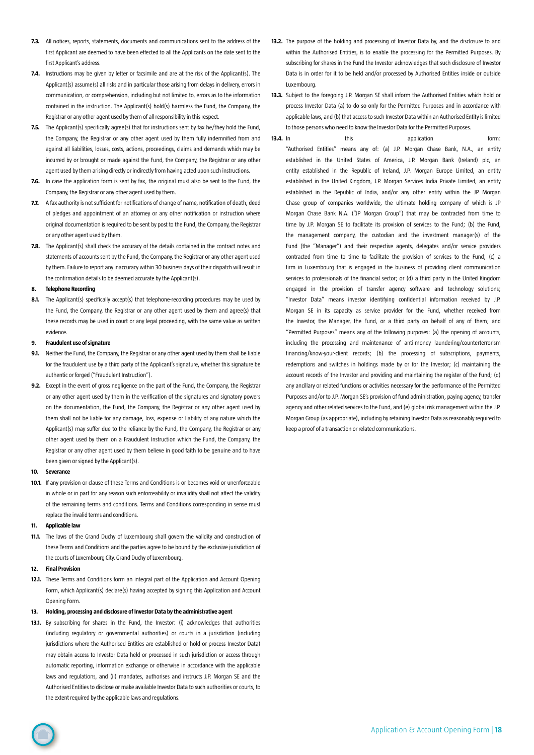**7.3.** All notices, reports, statements, documents and communications sent to the address of the first Applicant are deemed to have been effected to all the Applicants on the date sent to the first Applicant's address.

**7.4.** Instructions may be given by letter or facsimile and are at the risk of the Applicant(s). The Applicant(s) assume(s) all risks and in particular those arising from delays in delivery, errors in communication, or comprehension, including but not limited to, errors as to the information contained in the instruction. The Applicant(s) hold(s) harmless the Fund, the Company, the Registrar or any other agent used by them of all responsibility in this respect.

**7.5.** The Applicant(s) specifically agree(s) that for instructions sent by fax he/they hold the Fund, the Company, the Registrar or any other agent used by them fully indemnified from and against all liabilities, losses, costs, actions, proceedings, claims and demands which may be incurred by or brought or made against the Fund, the Company, the Registrar or any other agent used by them arising directly or indirectly from having acted upon such instructions.

**7.6.** In case the application form is sent by fax, the original must also be sent to the Fund, the Company, the Registrar or any other agent used by them.

**7.7.** A fax authority is not sufficient for notifications of change of name, notification of death, deed of pledges and appointment of an attorney or any other notification or instruction where original documentation is required to be sent by post to the Fund, the Company, the Registrar or any other agent used by them.

**7.8.** The Applicant(s) shall check the accuracy of the details contained in the contract notes and statements of accounts sent by the Fund, the Company, the Registrar or any other agent used by them. Failure to report any inaccuracy within 30 business days of their dispatch will result in the confirmation details to be deemed accurate by the Applicant(s).

**8. Telephone Recording**

**8.1.** The Applicant(s) specifically accept(s) that telephone-recording procedures may be used by the Fund, the Company, the Registrar or any other agent used by them and agree(s) that these records may be used in court or any legal proceeding, with the same value as written evidence.

**9. Fraudulent use of signature**

**9.1.** Neither the Fund, the Company, the Registrar or any other agent used by them shall be liable for the fraudulent use by a third party of the Applicant's signature, whether this signature be authentic or forged ("Fraudulent Instruction").

**9.2.** Except in the event of gross negligence on the part of the Fund, the Company, the Registrar or any other agent used by them in the verification of the signatures and signatory powers on the documentation, the Fund, the Company, the Registrar or any other agent used by them shall not be liable for any damage, loss, expense or liability of any nature which the Applicant(s) may suffer due to the reliance by the Fund, the Company, the Registrar or any other agent used by them on a Fraudulent Instruction which the Fund, the Company, the Registrar or any other agent used by them believe in good faith to be genuine and to have been given or signed by the Applicant(s).

**10. Severance**

**10.1.** If any provision or clause of these Terms and Conditions is or becomes void or unenforceable in whole or in part for any reason such enforceability or invalidity shall not affect the validity of the remaining terms and conditions. Terms and Conditions corresponding in sense must replace the invalid terms and conditions.

**11. Applicable law**

**11.1.** The laws of the Grand Duchy of Luxembourg shall govern the validity and construction of these Terms and Conditions and the parties agree to be bound by the exclusive jurisdiction of the courts of Luxembourg City, Grand Duchy of Luxembourg.

**12. Final Provision**

**12.1.** These Terms and Conditions form an integral part of the Application and Account Opening Form, which Applicant(s) declare(s) having accepted by signing this Application and Account Opening Form.

**13. Holding, processing and disclosure of Investor Data by the administrative agent**

**13.1.** By subscribing for shares in the Fund, the Investor: (i) acknowledges that authorities (including regulatory or governmental authorities) or courts in a jurisdiction (including jurisdictions where the Authorised Entities are established or hold or process Investor Data) may obtain access to Investor Data held or processed in such jurisdiction or access through automatic reporting, information exchange or otherwise in accordance with the applicable laws and regulations, and (ii) mandates, authorises and instructs J.P. Morgan SE and the Authorised Entities to disclose or make available Investor Data to such authorities or courts, to the extent required by the applicable laws and regulations.

**13.2.** The purpose of the holding and processing of Investor Data by, and the disclosure to and within the Authorised Entities, is to enable the processing for the Permitted Purposes. By subscribing for shares in the Fund the Investor acknowledges that such disclosure of Investor Data is in order for it to be held and/or processed by Authorised Entities inside or outside Luxembourg.

**13.3.** Subject to the foregoing J.P. Morgan SE shall inform the Authorised Entities which hold or process Investor Data (a) to do so only for the Permitted Purposes and in accordance with applicable laws, and (b) that access to such Investor Data within an Authorised Entity is limited to those persons who need to know the Investor Data for the Permitted Purposes.

**13.4.** In this application form: "Authorised Entities" means any of: (a) J.P. Morgan Chase Bank, N.A., an entity established in the United States of America, J.P. Morgan Bank (Ireland) plc, an entity established in the Republic of Ireland, J.P. Morgan Europe Limited, an entity established in the United Kingdom, J.P. Morgan Services India Private Limited, an entity established in the Republic of India, and/or any other entity within the JP Morgan Chase group of companies worldwide, the ultimate holding company of which is JP Morgan Chase Bank N.A. ("JP Morgan Group") that may be contracted from time to time by J.P. Morgan SE to facilitate its provision of services to the Fund; (b) the Fund, the management company, the custodian and the investment manager(s) of the Fund (the "Manager") and their respective agents, delegates and/or service providers contracted from time to time to facilitate the provision of services to the Fund; (c) a firm in Luxembourg that is engaged in the business of providing client communication services to professionals of the financial sector; or (d) a third party in the United Kingdom engaged in the provision of transfer agency software and technology solutions; "Investor Data" means investor identifying confidential information received by J.P. Morgan SE in its capacity as service provider for the Fund, whether received from the Investor, the Manager, the Fund, or a third party on behalf of any of them; and "Permitted Purposes" means any of the following purposes: (a) the opening of accounts, including the processing and maintenance of anti-money laundering/counterterrorism financing/know-your-client records; (b) the processing of subscriptions, payments, redemptions and switches in holdings made by or for the Investor; (c) maintaining the account records of the Investor and providing and maintaining the register of the Fund; (d) any ancillary or related functions or activities necessary for the performance of the Permitted Purposes and/or to J.P. Morgan SE's provision of fund administration, paying agency, transfer agency and other related services to the Fund, and (e) global risk management within the J.P. Morgan Group (as appropriate), including by retaining Investor Data as reasonably required to keep a proof of a transaction or related communications.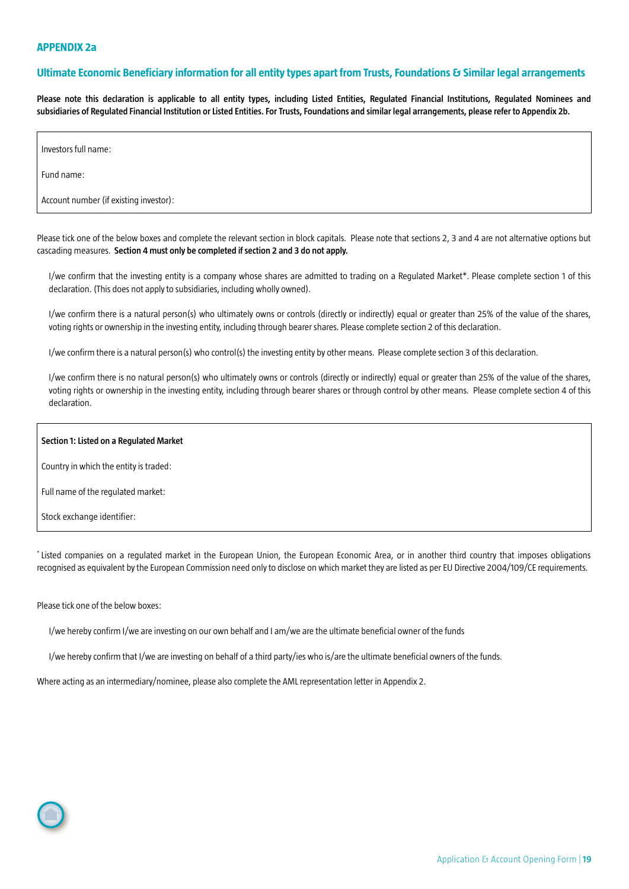## APPENDIX 2a

## Ultimate Economic Beneficiary information for all entity types apart from Trusts, Foundations & Similar legal arrangements

**Please note this declaration is applicable to all entity types, including Listed Entities, Regulated Financial Institutions, Regulated Nominees and subsidiaries of Regulated Financial Institution or Listed Entities. For Trusts, Foundations and similar legal arrangements, please refer to Appendix 2b.**

Investors full name:

Fund name:

Account number (if existing investor):

Please tick one of the below boxes and complete the relevant section in block capitals. Please note that sections 2, 3 and 4 are not alternative options but cascading measures. **Section 4 must only be completed if section 2 and 3 do not apply.**

- I/we confirm that the investing entity is a company whose shares are admitted to trading on a Regulated Market*. Please complete section 1 of this declaration. (This does not apply to subsidiaries, including wholly owned).
- I/we confirm there is a natural person(s) who ultimately owns or controls (directly or indirectly) equal or greater than 25% of the value of the shares, voting rights or ownership in the investing entity, including through bearer shares. Please complete section 2 of this declaration.
- I/we confirm there is a natural person(s) who control(s) the investing entity by other means. Please complete section 3 of this declaration.
- I/we confirm there is no natural person(s) who ultimately owns or controls (directly or indirectly) equal or greater than 25% of the value of the shares, voting rights or ownership in the investing entity, including through bearer shares or through control by other means. Please complete section 4 of this declaration.

**Section 1: Listed on a Regulated Market**

Country in which the entity is traded:

Full name of the regulated market:

Stock exchange identifier:

* Listed companies on a regulated market in the European Union, the European Economic Area, or in another third country that imposes obligations recognised as equivalent by the European Commission need only to disclose on which market they are listed as per EU Directive 2004/109/CE requirements.

Please tick one of the below boxes:

- I/we hereby confirm I/we are investing on our own behalf and I am/we are the ultimate beneficial owner of the funds
- I/we hereby confirm that I/we are investing on behalf of a third party/ies who is/are the ultimate beneficial owners of the funds.

Where acting as an intermediary/nominee, please also complete the AML representation letter in Appendix 2.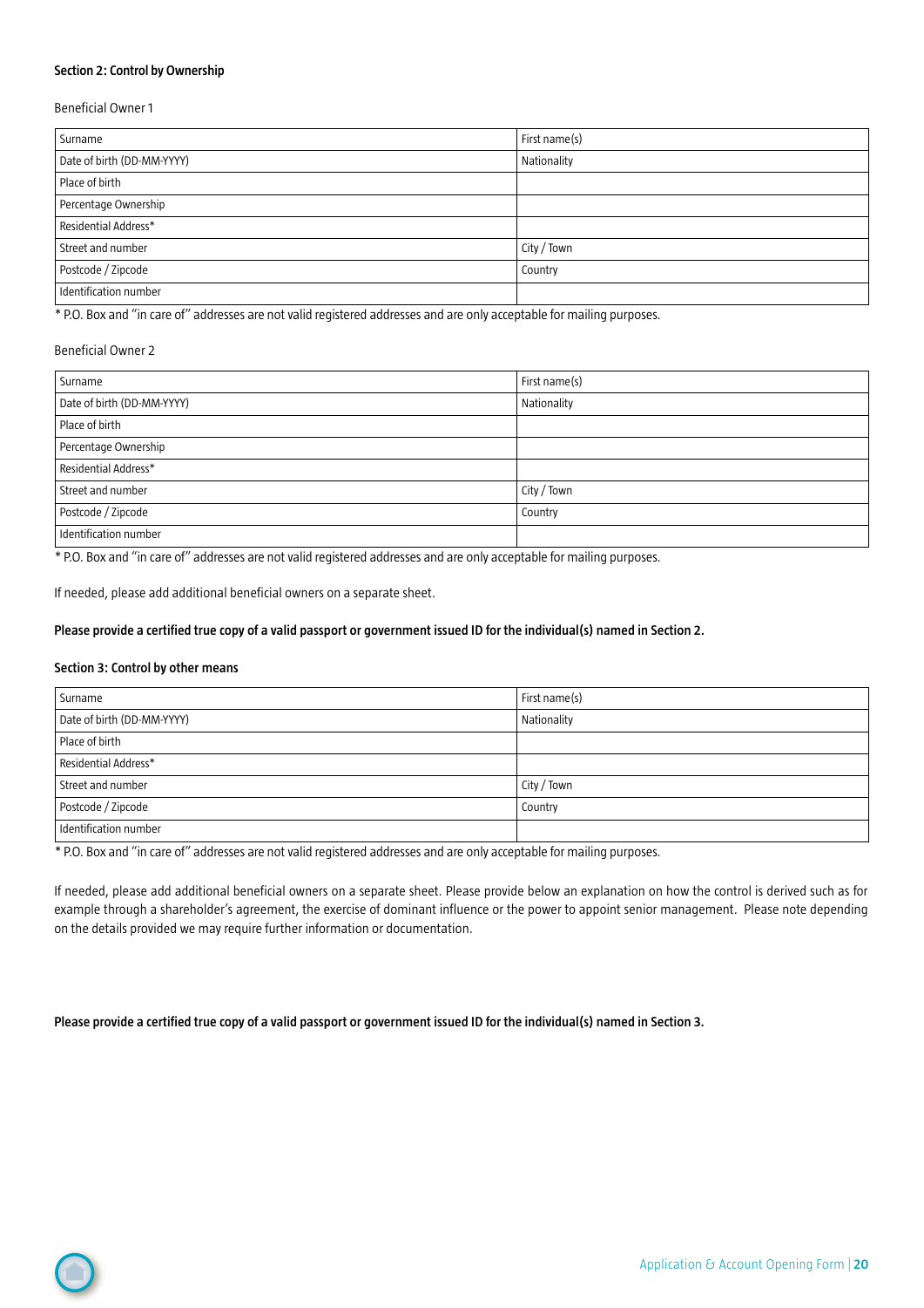**Section 2: Control by Ownership**

Beneficial Owner 1

| Surname | First name(s) |
|---|---|
| Date of birth (DD-MM-YYYY) | Nationality |
| Place of birth | |
| Percentage Ownership | |
| Residential Address* | |
| Street and number | City / Town |
| Postcode / Zipcode | Country |
| Identification number | |

* P.O. Box and "in care of" addresses are not valid registered addresses and are only acceptable for mailing purposes.

Beneficial Owner 2

| Surname | First name(s) |
|---|---|
| Date of birth (DD-MM-YYYY) | Nationality |
| Place of birth | |
| Percentage Ownership | |
| Residential Address* | |
| Street and number | City / Town |
| Postcode / Zipcode | Country |
| Identification number | |

* P.O. Box and "in care of" addresses are not valid registered addresses and are only acceptable for mailing purposes.

If needed, please add additional beneficial owners on a separate sheet.

**Please provide a certified true copy of a valid passport or government issued ID for the individual(s) named in Section 2.**

**Section 3: Control by other means**

| Surname | First name(s) |
|---|---|
| Date of birth (DD-MM-YYYY) | Nationality |
| Place of birth | |
| Residential Address* | |
| Street and number | City / Town |
| Postcode / Zipcode | Country |
| Identification number | |

* P.O. Box and "in care of" addresses are not valid registered addresses and are only acceptable for mailing purposes.

If needed, please add additional beneficial owners on a separate sheet. Please provide below an explanation on how the control is derived such as for example through a shareholder's agreement, the exercise of dominant influence or the power to appoint senior management. Please note depending on the details provided we may require further information or documentation.

**Please provide a certified true copy of a valid passport or government issued ID for the individual(s) named in Section 3.**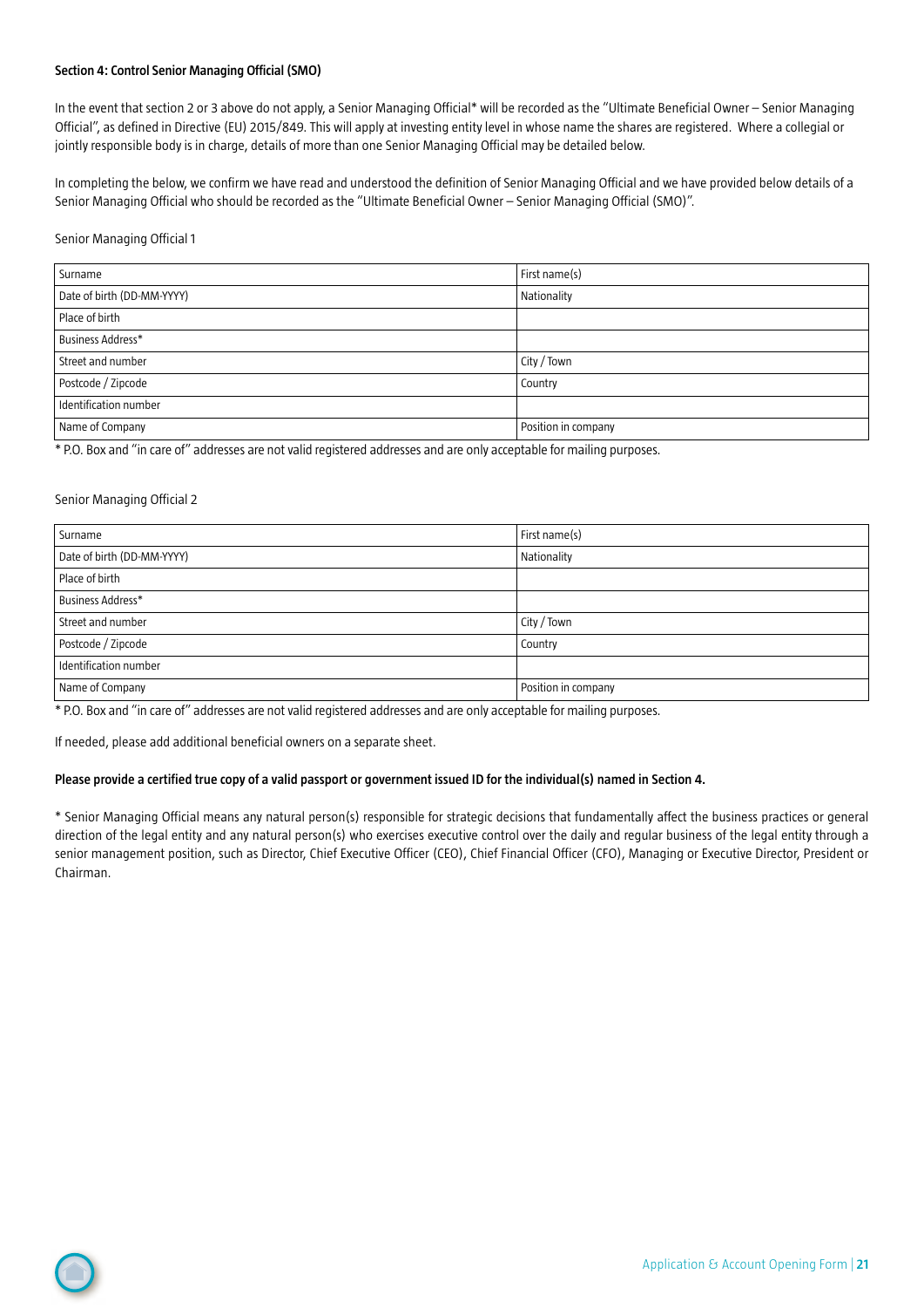**Section 4: Control Senior Managing Official (SMO)**

In the event that section 2 or 3 above do not apply, a Senior Managing Official* will be recorded as the "Ultimate Beneficial Owner – Senior Managing Official", as defined in Directive (EU) 2015/849. This will apply at investing entity level in whose name the shares are registered. Where a collegial or jointly responsible body is in charge, details of more than one Senior Managing Official may be detailed below.

In completing the below, we confirm we have read and understood the definition of Senior Managing Official and we have provided below details of a Senior Managing Official who should be recorded as the "Ultimate Beneficial Owner – Senior Managing Official (SMO)".

Senior Managing Official 1

| Surname | First name(s) |
|---|---|
| Date of birth (DD-MM-YYYY) | Nationality |
| Place of birth | |
| Business Address* | |
| Street and number | City / Town |
| Postcode / Zipcode | Country |
| Identification number | |
| Name of Company | Position in company |

* P.O. Box and "in care of" addresses are not valid registered addresses and are only acceptable for mailing purposes.

Senior Managing Official 2

| Surname | First name(s) |
|---|---|
| Date of birth (DD-MM-YYYY) | Nationality |
| Place of birth | |
| Business Address* | |
| Street and number | City / Town |
| Postcode / Zipcode | Country |
| Identification number | |
| Name of Company | Position in company |

* P.O. Box and "in care of" addresses are not valid registered addresses and are only acceptable for mailing purposes.

If needed, please add additional beneficial owners on a separate sheet.

**Please provide a certified true copy of a valid passport or government issued ID for the individual(s) named in Section 4.**

* Senior Managing Official means any natural person(s) responsible for strategic decisions that fundamentally affect the business practices or general direction of the legal entity and any natural person(s) who exercises executive control over the daily and regular business of the legal entity through a senior management position, such as Director, Chief Executive Officer (CEO), Chief Financial Officer (CFO), Managing or Executive Director, President or Chairman.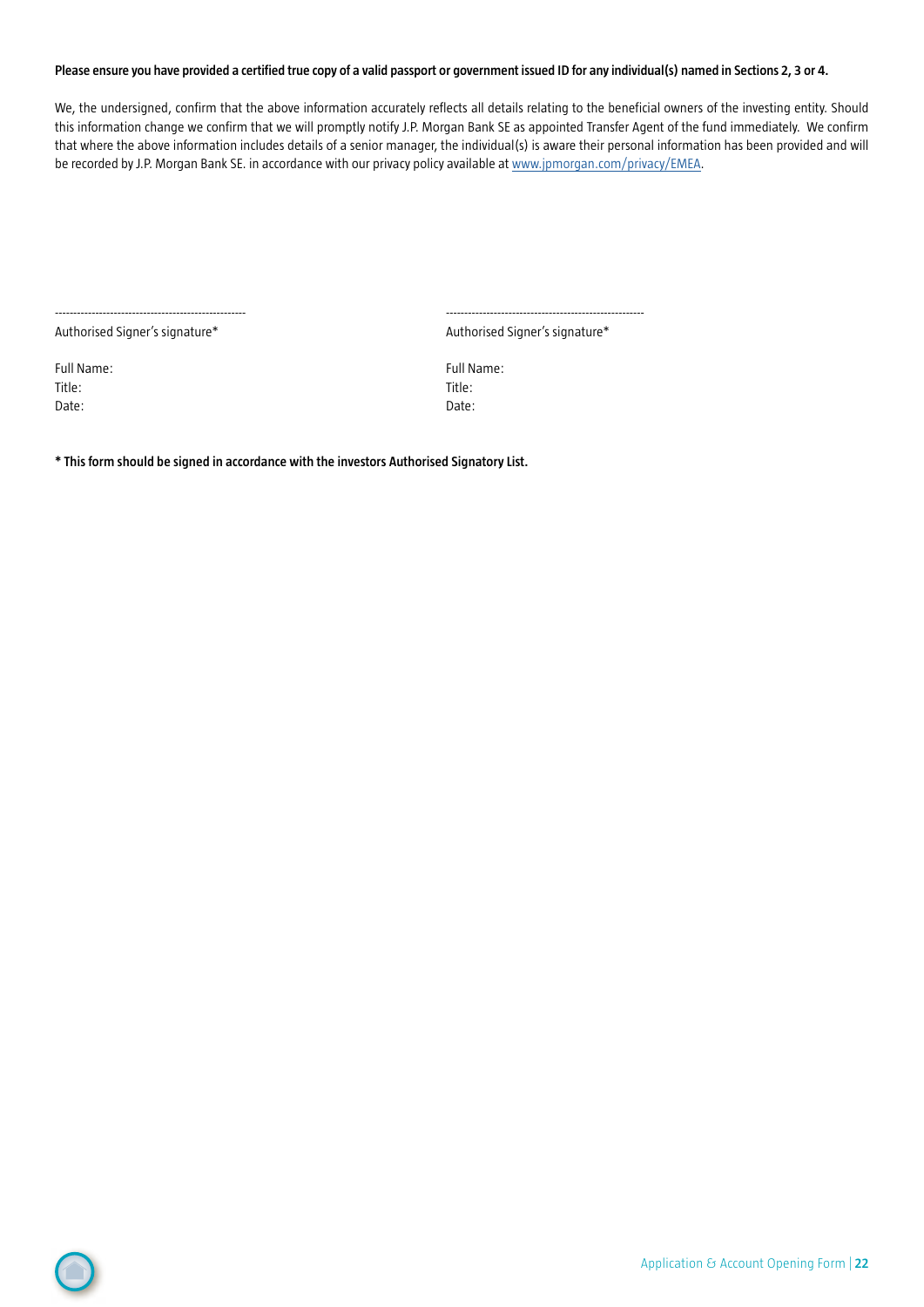**Please ensure you have provided a certified true copy of a valid passport or government issued ID for any individual(s) named in Sections 2, 3 or 4.**

We, the undersigned, confirm that the above information accurately reflects all details relating to the beneficial owners of the investing entity. Should this information change we confirm that we will promptly notify J.P. Morgan Bank SE as appointed Transfer Agent of the fund immediately. We confirm that where the above information includes details of a senior manager, the individual(s) is aware their personal information has been provided and will be recorded by J.P. Morgan Bank SE. in accordance with our privacy policy available at www.jpmorgan.com/privacy/EMEA.

---------------------------------------------------

Authorised Signer's signature*

Full Name:

Title:

Date:

---------------------------------------------------

Authorised Signer's signature*

Full Name:

Title:

Date:

**\* This form should be signed in accordance with the investors Authorised Signatory List.**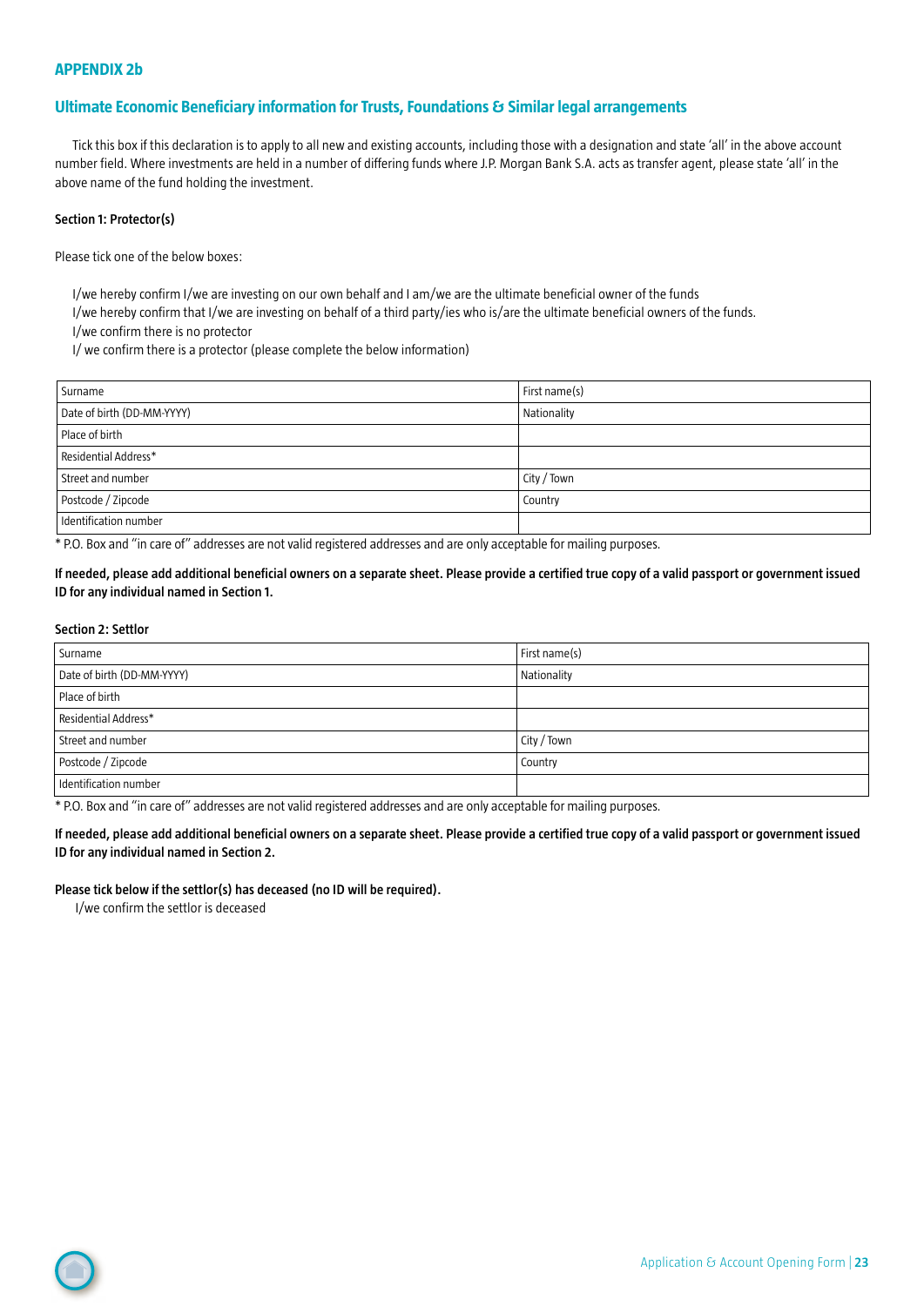## APPENDIX 2b

## Ultimate Economic Beneficiary information for Trusts, Foundations & Similar legal arrangements

Tick this box if this declaration is to apply to all new and existing accounts, including those with a designation and state 'all' in the above account number field. Where investments are held in a number of differing funds where J.P. Morgan Bank S.A. acts as transfer agent, please state 'all' in the above name of the fund holding the investment.

**Section 1: Protector(s)**

Please tick one of the below boxes:

- I/we hereby confirm I/we are investing on our own behalf and I am/we are the ultimate beneficial owner of the funds
- I/we hereby confirm that I/we are investing on behalf of a third party/ies who is/are the ultimate beneficial owners of the funds.
- I/we confirm there is no protector
- I/ we confirm there is a protector (please complete the below information)

| Surname | First name(s) |
|---|---|
| Date of birth (DD-MM-YYYY) | Nationality |
| Place of birth | |
| Residential Address* | |
| Street and number | City / Town |
| Postcode / Zipcode | Country |
| Identification number | |

* P.O. Box and "in care of" addresses are not valid registered addresses and are only acceptable for mailing purposes.

**If needed, please add additional beneficial owners on a separate sheet. Please provide a certified true copy of a valid passport or government issued ID for any individual named in Section 1.**

**Section 2: Settlor**

| Surname | First name(s) |
|---|---|
| Date of birth (DD-MM-YYYY) | Nationality |
| Place of birth | |
| Residential Address* | |
| Street and number | City / Town |
| Postcode / Zipcode | Country |
| Identification number | |

* P.O. Box and "in care of" addresses are not valid registered addresses and are only acceptable for mailing purposes.

**If needed, please add additional beneficial owners on a separate sheet. Please provide a certified true copy of a valid passport or government issued ID for any individual named in Section 2.**

**Please tick below if the settlor(s) has deceased (no ID will be required).**

- I/we confirm the settlor is deceased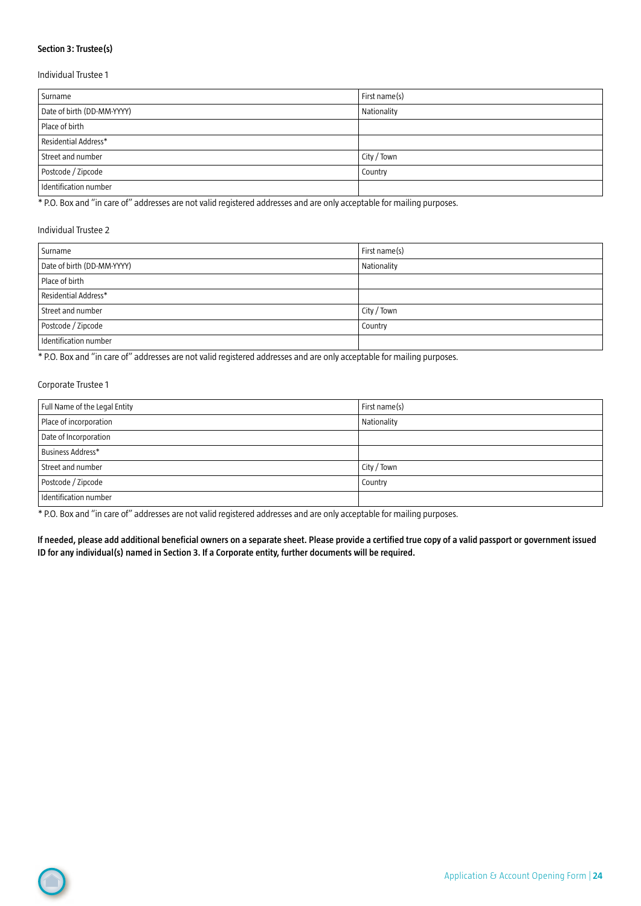**Section 3: Trustee(s)**

Individual Trustee 1

| Surname | First name(s) |
|---|---|
| Date of birth (DD-MM-YYYY) | Nationality |
| Place of birth | |
| Residential Address* | |
| Street and number | City / Town |
| Postcode / Zipcode | Country |
| Identification number | |

* P.O. Box and "in care of" addresses are not valid registered addresses and are only acceptable for mailing purposes.

Individual Trustee 2

| Surname | First name(s) |
|---|---|
| Date of birth (DD-MM-YYYY) | Nationality |
| Place of birth | |
| Residential Address* | |
| Street and number | City / Town |
| Postcode / Zipcode | Country |
| Identification number | |

* P.O. Box and "in care of" addresses are not valid registered addresses and are only acceptable for mailing purposes.

Corporate Trustee 1

| Full Name of the Legal Entity | First name(s) |
|---|---|
| Place of incorporation | Nationality |
| Date of Incorporation | |
| Business Address* | |
| Street and number | City / Town |
| Postcode / Zipcode | Country |
| Identification number | |

* P.O. Box and "in care of" addresses are not valid registered addresses and are only acceptable for mailing purposes.

**If needed, please add additional beneficial owners on a separate sheet. Please provide a certified true copy of a valid passport or government issued ID for any individual(s) named in Section 3. If a Corporate entity, further documents will be required.**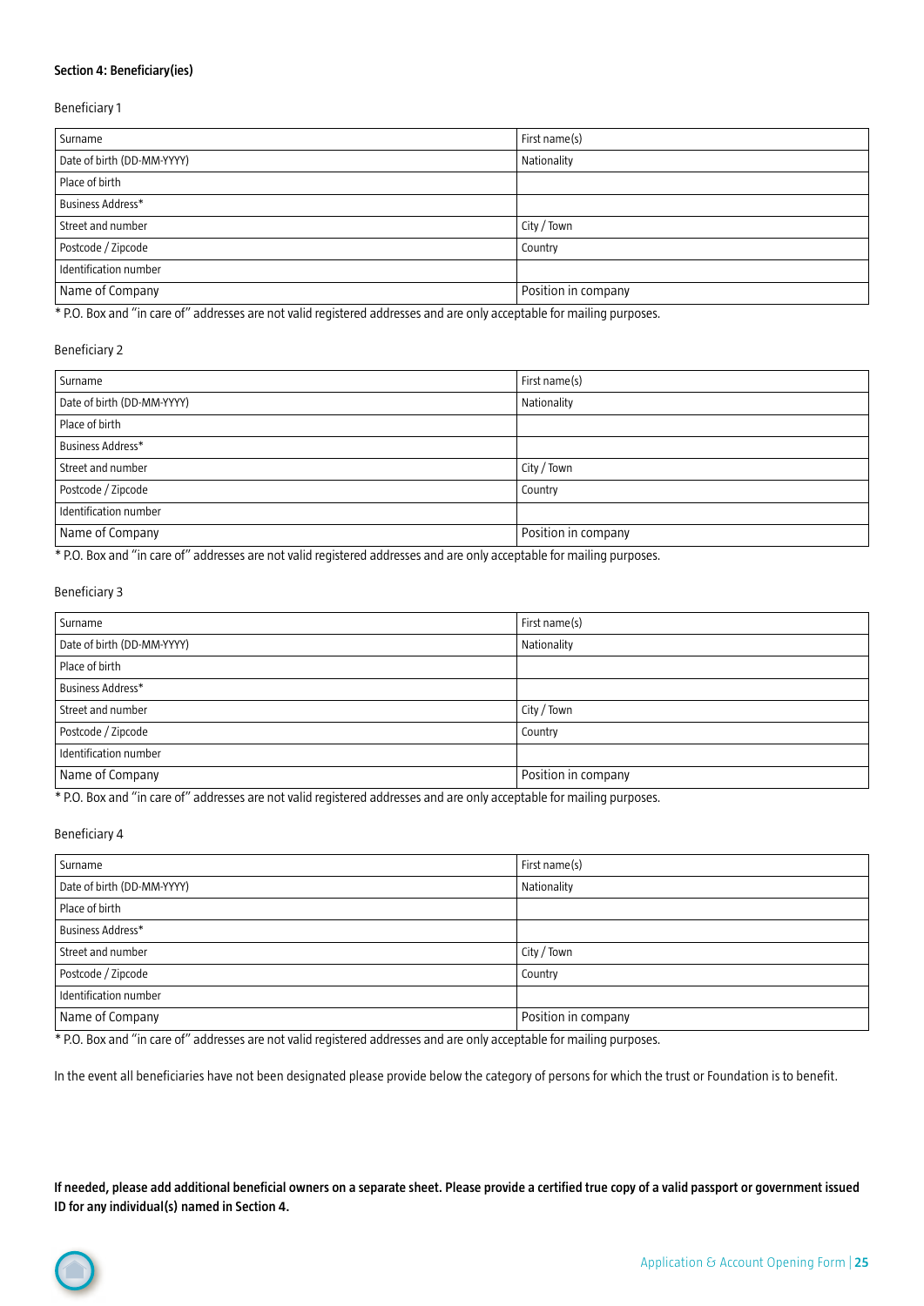**Section 4: Beneficiary(ies)**

Beneficiary 1

| Surname | First name(s) |
|---|---|
| Date of birth (DD-MM-YYYY) | Nationality |
| Place of birth | |
| Business Address* | |
| Street and number | City / Town |
| Postcode / Zipcode | Country |
| Identification number | |
| Name of Company | Position in company |

* P.O. Box and "in care of" addresses are not valid registered addresses and are only acceptable for mailing purposes.

Beneficiary 2

| Surname | First name(s) |
|---|---|
| Date of birth (DD-MM-YYYY) | Nationality |
| Place of birth | |
| Business Address* | |
| Street and number | City / Town |
| Postcode / Zipcode | Country |
| Identification number | |
| Name of Company | Position in company |

* P.O. Box and "in care of" addresses are not valid registered addresses and are only acceptable for mailing purposes.

Beneficiary 3

| Surname | First name(s) |
|---|---|
| Date of birth (DD-MM-YYYY) | Nationality |
| Place of birth | |
| Business Address* | |
| Street and number | City / Town |
| Postcode / Zipcode | Country |
| Identification number | |
| Name of Company | Position in company |

* P.O. Box and "in care of" addresses are not valid registered addresses and are only acceptable for mailing purposes.

Beneficiary 4

| Surname | First name(s) |
|---|---|
| Date of birth (DD-MM-YYYY) | Nationality |
| Place of birth | |
| Business Address* | |
| Street and number | City / Town |
| Postcode / Zipcode | Country |
| Identification number | |
| Name of Company | Position in company |

* P.O. Box and "in care of" addresses are not valid registered addresses and are only acceptable for mailing purposes.

In the event all beneficiaries have not been designated please provide below the category of persons for which the trust or Foundation is to benefit.

**If needed, please add additional beneficial owners on a separate sheet. Please provide a certified true copy of a valid passport or government issued ID for any individual(s) named in Section 4.**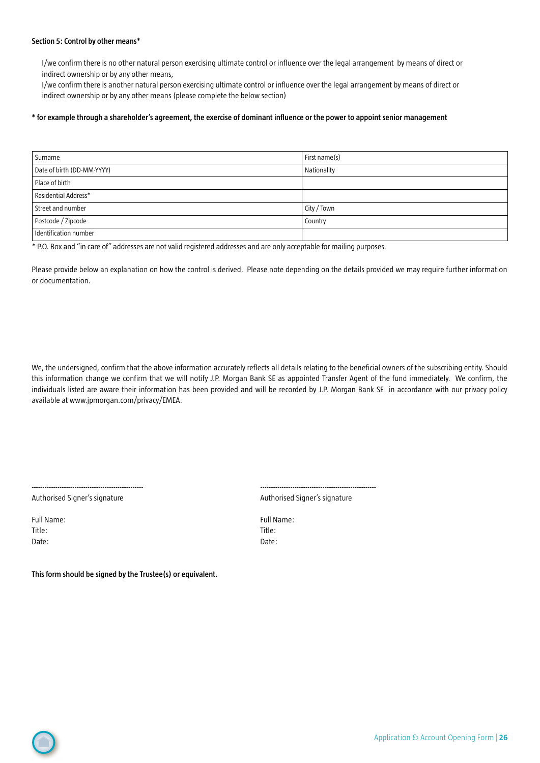**Section 5: Control by other means***

I/we confirm there is no other natural person exercising ultimate control or influence over the legal arrangement by means of direct or indirect ownership or by any other means,

I/we confirm there is another natural person exercising ultimate control or influence over the legal arrangement by means of direct or indirect ownership or by any other means (please complete the below section)

**\* for example through a shareholder's agreement, the exercise of dominant influence or the power to appoint senior management**

| Surname | First name(s) |
|---|---|
| Date of birth (DD-MM-YYYY) | Nationality |
| Place of birth | |
| Residential Address* | |
| Street and number | City / Town |
| Postcode / Zipcode | Country |
| Identification number | |

\* P.O. Box and "in care of" addresses are not valid registered addresses and are only acceptable for mailing purposes.

Please provide below an explanation on how the control is derived. Please note depending on the details provided we may require further information or documentation.

We, the undersigned, confirm that the above information accurately reflects all details relating to the beneficial owners of the subscribing entity. Should this information change we confirm that we will notify J.P. Morgan Bank SE as appointed Transfer Agent of the fund immediately. We confirm, the individuals listed are aware their information has been provided and will be recorded by J.P. Morgan Bank SE in accordance with our privacy policy available at www.jpmorgan.com/privacy/EMEA.

---------------------------------------------------

Authorised Signer's signature

Full Name:
Title:
Date:

---------------------------------------------------

Authorised Signer's signature

Full Name:
Title:
Date:

**This form should be signed by the Trustee(s) or equivalent.**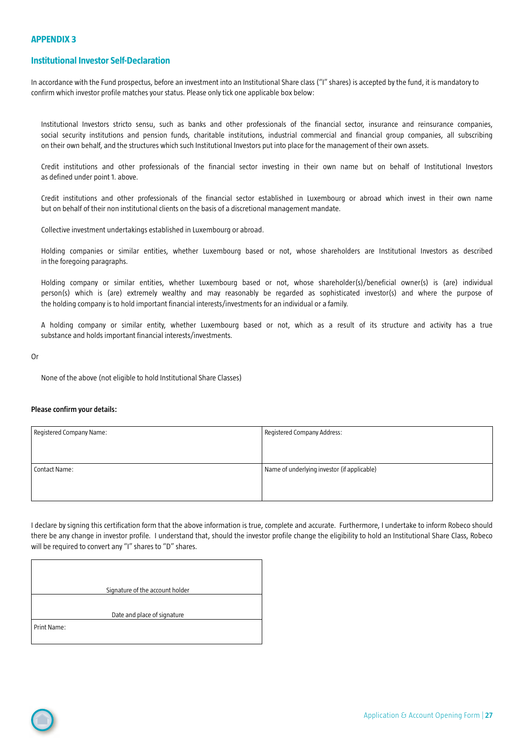## APPENDIX 3

### Institutional Investor Self-Declaration

In accordance with the Fund prospectus, before an investment into an Institutional Share class ("I" shares) is accepted by the fund, it is mandatory to confirm which investor profile matches your status. Please only tick one applicable box below:

- Institutional Investors stricto sensu, such as banks and other professionals of the financial sector, insurance and reinsurance companies, social security institutions and pension funds, charitable institutions, industrial commercial and financial group companies, all subscribing on their own behalf, and the structures which such Institutional Investors put into place for the management of their own assets.
- Credit institutions and other professionals of the financial sector investing in their own name but on behalf of Institutional Investors as defined under point 1. above.
- Credit institutions and other professionals of the financial sector established in Luxembourg or abroad which invest in their own name but on behalf of their non institutional clients on the basis of a discretional management mandate.
- Collective investment undertakings established in Luxembourg or abroad.
- Holding companies or similar entities, whether Luxembourg based or not, whose shareholders are Institutional Investors as described in the foregoing paragraphs.
- Holding company or similar entities, whether Luxembourg based or not, whose shareholder(s)/beneficial owner(s) is (are) individual person(s) which is (are) extremely wealthy and may reasonably be regarded as sophisticated investor(s) and where the purpose of the holding company is to hold important financial interests/investments for an individual or a family.
- A holding company or similar entity, whether Luxembourg based or not, which as a result of its structure and activity has a true substance and holds important financial interests/investments.

Or

- None of the above (not eligible to hold Institutional Share Classes)

**Please confirm your details:**

| Registered Company Name: | Registered Company Address: |
|---|---|
| Contact Name: | Name of underlying investor (if applicable) |

I declare by signing this certification form that the above information is true, complete and accurate. Furthermore, I undertake to inform Robeco should there be any change in investor profile. I understand that, should the investor profile change the eligibility to hold an Institutional Share Class, Robeco will be required to convert any "I" shares to "D" shares.

| Signature of the account holder |
|---|
| Date and place of signature |
| Print Name: |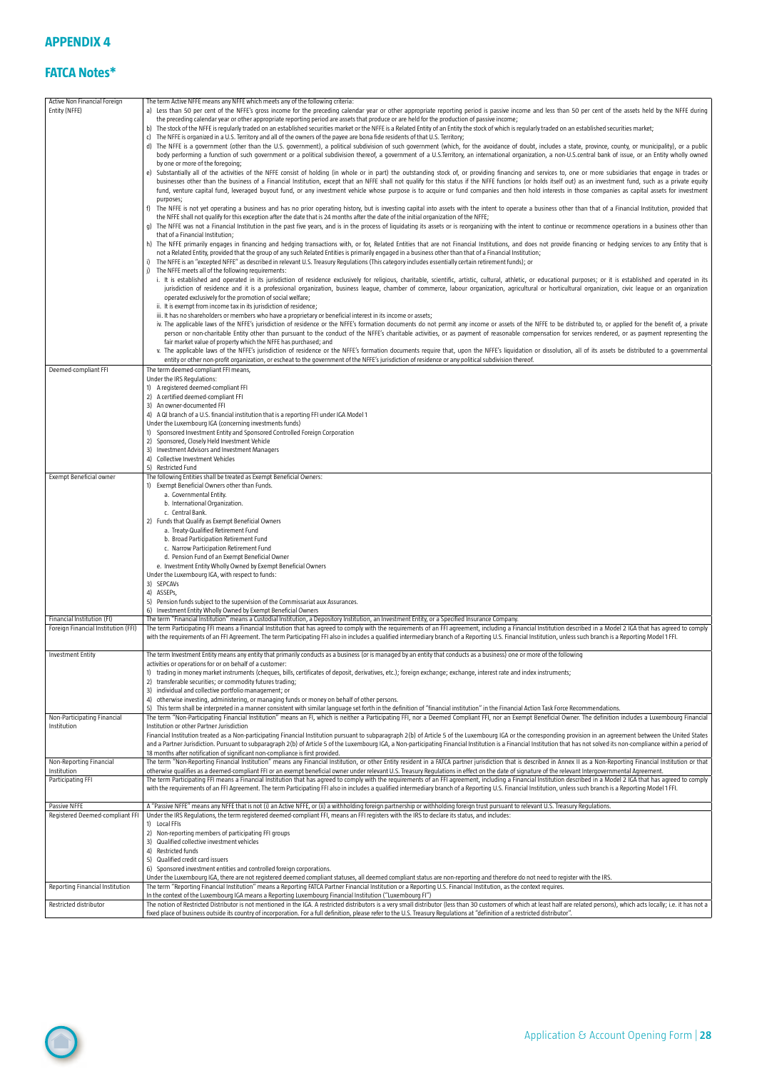## APPENDIX 4

## FATCA Notes*

| | |
|---|---|
| Active Non Financial Foreign Entity (NFFE) | The term Active NFFE means any NFFE which meets any of the following criteria:<br>a) Less than 50 per cent of the NFFE's gross income for the preceding calendar year or other appropriate reporting period is passive income and less than 50 per cent of the assets held by the NFFE during the preceding calendar year or other appropriate reporting period are assets that produce or are held for the production of passive income;<br>b) The stock of the NFFE is regularly traded on an established securities market or the NFFE is a Related Entity of an Entity the stock of which is regularly traded on an established securities market;<br>c) The NFFE is organized in a U.S. Territory and all of the owners of the payee are bona fide residents of that U.S. Territory;<br>d) The NFFE is a government (other than the U.S. government), a political subdivision of such government (which, for the avoidance of doubt, includes a state, province, county, or municipality), or a public body performing a function of such government or a political subdivision thereof, a government of a U.S.Territory, an international organization, a non-U.S.central bank of issue, or an Entity wholly owned by one or more of the foregoing;<br>e) Substantially all of the activities of the NFFE consist of holding (in whole or in part) the outstanding stock of, or providing financing and services to, one or more subsidiaries that engage in trades or businesses other than the business of a Financial Institution, except that an NFFE shall not qualify for this status if the NFFE functions (or holds itself out) as an investment fund, such as a private equity fund, venture capital fund, leveraged buyout fund, or any investment vehicle whose purpose is to acquire or fund companies and then hold interests in those companies as capital assets for investment purposes;<br>f) The NFFE is not yet operating a business and has no prior operating history, but is investing capital into assets with the intent to operate a business other than that of a Financial Institution, provided that the NFFE shall not qualify for this exception after the date that is 24 months after the date of the initial organization of the NFFE;<br>g) The NFFE was not a Financial Institution in the past five years, and is in the process of liquidating its assets or is reorganizing with the intent to continue or recommence operations in a business other than that of a Financial Institution;<br>h) The NFFE primarily engages in financing and hedging transactions with, or for, Related Entities that are not Financial Institutions, and does not provide financing or hedging services to any Entity that is not a Related Entity, provided that the group of any such Related Entities is primarily engaged in a business other than that of a Financial Institution;<br>i) The NFFE is an "excepted NFFE" as described in relevant U.S. Treasury Regulations (This category includes essentially certain retirement funds); or<br>j) The NFFE meets all of the following requirements:<br>i. It is established and operated in its jurisdiction of residence exclusively for religious, charitable, scientific, artistic, cultural, athletic, or educational purposes; or it is established and operated in its jurisdiction of residence and it is a professional organization, business league, chamber of commerce, labour organization, agricultural or horticultural organization, civic league or an organization operated exclusively for the promotion of social welfare;<br>ii. It is exempt from income tax in its jurisdiction of residence;<br>iii. It has no shareholders or members who have a proprietary or beneficial interest in its income or assets;<br>iv. The applicable laws of the NFFE's jurisdiction of residence or the NFFE's formation documents do not permit any income or assets of the NFFE to be distributed to, or applied for the benefit of, a private person or non-charitable Entity other than pursuant to the conduct of the NFFE's charitable activities, or as payment of reasonable compensation for services rendered, or as payment representing the fair market value of property which the NFFE has purchased; and<br>v. The applicable laws of the NFFE's jurisdiction of residence or the NFFE's formation documents require that, upon the NFFE's liquidation or dissolution, all of its assets be distributed to a governmental entity or other non-profit organization, or escheat to the government of the NFFE's jurisdiction of residence or any political subdivision thereof. |
| Deemed-compliant FFI | The term deemed-compliant FFI means,<br>Under the IRS Regulations:<br>1) A registered deemed-compliant FFI<br>2) A certified deemed-compliant FFI<br>3) An owner-documented FFI<br>4) A QI branch of a U.S. financial institution that is a reporting FFI under IGA Model 1<br>Under the Luxembourg IGA (concerning investments funds)<br>1) Sponsored Investment Entity and Sponsored Controlled Foreign Corporation<br>2) Sponsored, Closely Held Investment Vehicle<br>3) Investment Advisors and Investment Managers<br>4) Collective Investment Vehicles<br>5) Restricted Fund |
| Exempt Beneficial owner | The following Entities shall be treated as Exempt Beneficial Owners:<br>1) Exempt Beneficial Owners other than Funds.<br>a. Governmental Entity.<br>b. International Organization.<br>c. Central Bank.<br>2) Funds that Qualify as Exempt Beneficial Owners<br>a. Treaty-Qualified Retirement Fund<br>b. Broad Participation Retirement Fund<br>c. Narrow Participation Retirement Fund<br>d. Pension Fund of an Exempt Beneficial Owner<br>e. Investment Entity Wholly Owned by Exempt Beneficial Owners<br>Under the Luxembourg IGA, with respect to funds:<br>3) SEPCAVs<br>4) ASSEPs,<br>5) Pension funds subject to the supervision of the Commissariat aux Assurances.<br>6) Investment Entity Wholly Owned by Exempt Beneficial Owners |
| Financial Institution (FI) | The term "Financial Institution" means a Custodial Institution, a Depository Institution, an Investment Entity, or a Specified Insurance Company. |
| Foreign Financial Institution (FFI) | The term Participating FFI means a Financial Institution that has agreed to comply with the requirements of an FFI agreement, including a Financial Institution described in a Model 2 IGA that has agreed to comply with the requirements of an FFI Agreement. The term Participating FFI also includes a qualified intermediary branch of a Reporting U.S. Financial Institution, unless such branch is a Reporting Model 1 FFI. |
| Investment Entity | The term Investment Entity means any entity that primarily conducts as a business (or is managed by an entity that conducts as a business) one or more of the following activities or operations for or on behalf of a customer:<br>1) trading in money market instruments (cheques, bills, certificates of deposit, derivatives, etc.); foreign exchange; exchange, interest rate and index instruments;<br>2) transferable securities; or commodity futures trading;<br>3) individual and collective portfolio management; or<br>4) otherwise investing, administering, or managing funds or money on behalf of other persons.<br>5) This term shall be interpreted in a manner consistent with similar language set forth in the definition of "financial institution" in the Financial Action Task Force Recommendations. |
| Non-Participating Financial Institution | The term "Non-Participating Financial Institution" means an FI, which is neither a Participating FFI, nor a Deemed Compliant FFI, nor an Exempt Beneficial Owner. The definition includes a Luxembourg Financial Institution or other Partner Jurisdiction<br>Financial Institution treated as a Non-participating Financial Institution pursuant to subparagraph 2(b) of Article 5 of the Luxembourg IGA or the corresponding provision in an agreement between the United States and a Partner Jurisdiction. Pursuant to subparagraph 2(b) of Article 5 of the Luxembourg IGA, a Non-participating Financial Institution is a Financial Institution that has not solved its non-compliance within a period of 18 months after notification of significant non-compliance is first provided. |
| Non-Reporting Financial Institution | The term "Non-Reporting Financial Institution" means any Financial Institution, or other Entity resident in a FATCA partner jurisdiction that is described in Annex II as a Non-Reporting Financial Institution or that otherwise qualifies as a deemed-compliant FFI or an exempt beneficial owner under relevant U.S. Treasury Regulations in effect on the date of signature of the relevant Intergovernmental Agreement. |
| Participating FFI | The term Participating FFI means a Financial Institution that has agreed to comply with the requirements of an FFI agreement, including a Financial Institution described in a Model 2 IGA that has agreed to comply with the requirements of an FFI Agreement. The term Participating FFI also includes a qualified intermediary branch of a Reporting U.S. Financial Institution, unless such branch is a Reporting Model 1 FFI. |
| Passive NFFE | A "Passive NFFE" means any NFFE that is not (i) an Active NFFE, or (ii) a withholding foreign partnership or withholding foreign trust pursuant to relevant U.S. Treasury Regulations. |
| Registered Deemed-compliant FFI | Under the IRS Regulations, the term registered deemed-compliant FFI, means an FFI registers with the IRS to declare its status, and includes:<br>1) Local FFIs<br>2) Non-reporting members of participating FFI groups<br>3) Qualified collective investment vehicles<br>4) Restricted funds<br>5) Qualified credit card issuers<br>6) Sponsored investment entities and controlled foreign corporations.<br>Under the Luxembourg IGA, there are not registered deemed compliant statuses, all deemed compliant status are non-reporting and therefore do not need to register with the IRS. |
| Reporting Financial Institution | The term "Reporting Financial Institution" means a Reporting FATCA Partner Financial Institution or a Reporting U.S. Financial Institution, as the context requires.<br>In the context of the Luxembourg IGA means a Reporting Luxembourg Financial Institution ("Luxembourg FI") |
| Restricted distributor | The notion of Restricted Distributor is not mentioned in the IGA. A restricted distributors is a very small distributor (less than 30 customers of which at least half are related persons), which acts locally; i.e. it has not a fixed place of business outside its country of incorporation. For a full definition, please refer to the U.S. Treasury Regulations at "definition of a restricted distributor". |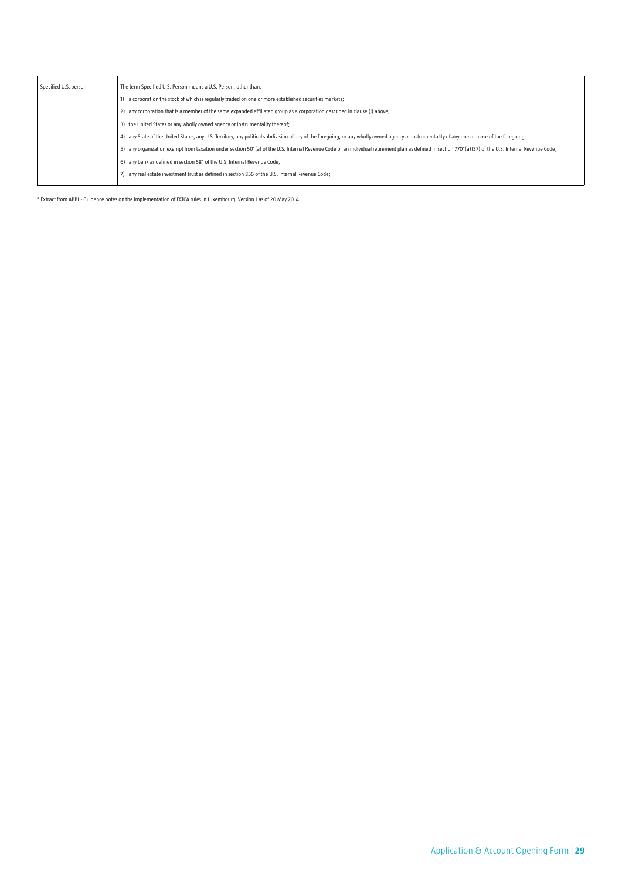| Specified U.S. person | The term Specified U.S. Person means a U.S. Person, other than:<br>1) a corporation the stock of which is regularly traded on one or more established securities markets;<br>2) any corporation that is a member of the same expanded affiliated group as a corporation described in clause (i) above;<br>3) the United States or any wholly owned agency or instrumentality thereof;<br>4) any State of the United States, any U.S. Territory, any political subdivision of any of the foregoing, or any wholly owned agency or instrumentality of any one or more of the foregoing;<br>5) any organization exempt from taxation under section 501(a) of the U.S. Internal Revenue Code or an individual retirement plan as defined in section 7701(a)(37) of the U.S. Internal Revenue Code;<br>6) any bank as defined in section 581 of the U.S. Internal Revenue Code;<br>7) any real estate investment trust as defined in section 856 of the U.S. Internal Revenue Code; |
|---|---|

* Extract from ABBL - Guidance notes on the implementation of FATCA rules in Luxembourg. Version 1 as of 20 May 2014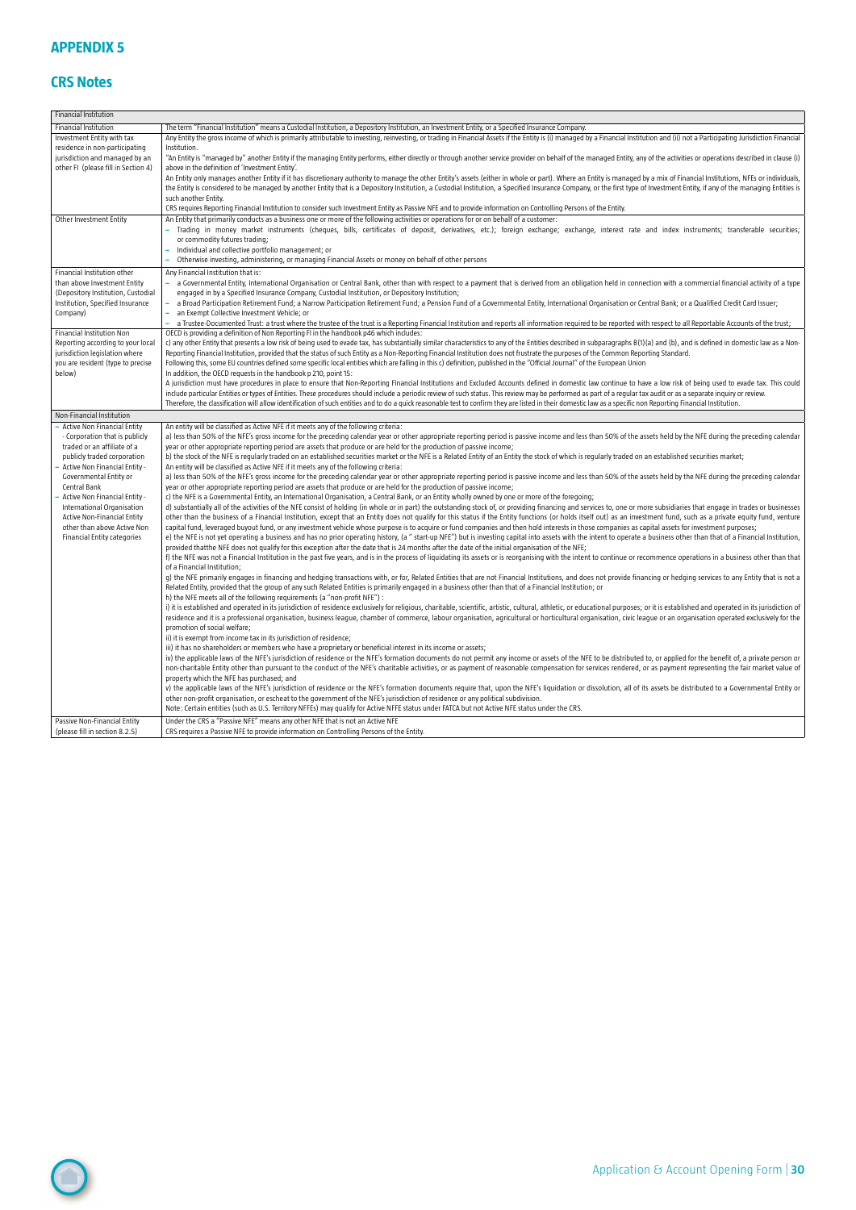## APPENDIX 5

## CRS Notes

| Financial Institution | |
|---|---|
| Financial Institution | The term "Financial Institution" means a Custodial Institution, a Depository Institution, an Investment Entity, or a Specified Insurance Company. |
| Investment Entity with tax residence in non-participating jurisdiction and managed by an other FI (please fill in Section 4) | Any Entity the gross income of which is primarily attributable to investing, reinvesting, or trading in Financial Assets if the Entity is (i) managed by a Financial Institution and (ii) not a Participating Jurisdiction Financial Institution.<br>"An Entity is "managed by" another Entity if the managing Entity performs, either directly or through another service provider on behalf of the managed Entity, any of the activities or operations described in clause (i) above in the definition of 'Investment Entity'.<br>An Entity only manages another Entity if it has discretionary authority to manage the other Entity's assets (either in whole or part). Where an Entity is managed by a mix of Financial Institutions, NFEs or individuals, the Entity is considered to be managed by another Entity that is a Depository Institution, a Custodial Institution, a Specified Insurance Company, or the first type of Investment Entity, if any of the managing Entities is such another Entity.<br>CRS requires Reporting Financial Institution to consider such Investment Entity as Passive NFE and to provide information on Controlling Persons of the Entity. |
| Other Investment Entity | An Entity that primarily conducts as a business one or more of the following activities or operations for or on behalf of a customer:<br>– Trading in money market instruments (cheques, bills, certificates of deposit, derivatives, etc.); foreign exchange; exchange, interest rate and index instruments; transferable securities; or commodity futures trading;<br>– Individual and collective portfolio management; or<br>– Otherwise investing, administering, or managing Financial Assets or money on behalf of other persons |
| Financial Institution other than above Investment Entity (Depository Institution, Custodial Institution, Specified Insurance Company) | Any Financial Institution that is:<br>– a Governmental Entity, International Organisation or Central Bank, other than with respect to a payment that is derived from an obligation held in connection with a commercial financial activity of a type engaged in by a Specified Insurance Company, Custodial Institution, or Depository Institution;<br>– a Broad Participation Retirement Fund; a Narrow Participation Retirement Fund; a Pension Fund of a Governmental Entity, International Organisation or Central Bank; or a Qualified Credit Card Issuer;<br>– an Exempt Collective Investment Vehicle; or<br>– a Trustee-Documented Trust: a trust where the trustee of the trust is a Reporting Financial Institution and reports all information required to be reported with respect to all Reportable Accounts of the trust; |
| Financial Institution Non Reporting according to your local jurisdiction legislation where you are resident (type to precise below) | OECD is providing a definition of Non Reporting FI in the handbook p46 which includes:<br>c) any other Entity that presents a low risk of being used to evade tax, has substantially similar characteristics to any of the Entities described in subparagraphs B(1)(a) and (b), and is defined in domestic law as a Non-Reporting Financial Institution, provided that the status of such Entity as a Non-Reporting Financial Institution does not frustrate the purposes of the Common Reporting Standard.<br>Following this, some EU countries defined some specific local entities which are falling in this c) definition, published in the "Official Journal" of the European Union<br>In addition, the OECD requests in the handbook p 210, point 15:<br>A jurisdiction must have procedures in place to ensure that Non-Reporting Financial Institutions and Excluded Accounts defined in domestic law continue to have a low risk of being used to evade tax. This could include particular Entities or types of Entities. These procedures should include a periodic review of such status. This review may be performed as part of a regular tax audit or as a separate inquiry or review.<br>Therefore, the classification will allow identification of such entities and to do a quick reasonable test to confirm they are listed in their domestic law as a specific non Reporting Financial Institution. |
| **Non-Financial Institution** | |
| – Active Non Financial Entity - Corporation that is publicly traded or an affiliate of a publicly traded corporation<br>– Active Non Financial Entity - Governmental Entity or Central Bank<br>– Active Non Financial Entity - International Organisation Active Non-Financial Entity other than above Active Non Financial Entity categories | An entity will be classified as Active NFE if it meets any of the following criteria:<br>a) less than 50% of the NFE's gross income for the preceding calendar year or other appropriate reporting period is passive income and less than 50% of the assets held by the NFE during the preceding calendar year or other appropriate reporting period are assets that produce or are held for the production of passive income;<br>b) the stock of the NFE is regularly traded on an established securities market or the NFE is a Related Entity of an Entity the stock of which is regularly traded on an established securities market;<br>An entity will be classified as Active NFE if it meets any of the following criteria:<br>a) less than 50% of the NFE's gross income for the preceding calendar year or other appropriate reporting period is passive income and less than 50% of the assets held by the NFE during the preceding calendar year or other appropriate reporting period are assets that produce or are held for the production of passive income;<br>c) the NFE is a Governmental Entity, an International Organisation, a Central Bank, or an Entity wholly owned by one or more of the foregoing;<br>d) substantially all of the activities of the NFE consist of holding (in whole or in part) the outstanding stock of, or providing financing and services to, one or more subsidiaries that engage in trades or businesses other than the business of a Financial Institution, except that an Entity does not qualify for this status if the Entity functions (or holds itself out) as an investment fund, such as a private equity fund, venture capital fund, leveraged buyout fund, or any investment vehicle whose purpose is to acquire or fund companies and then hold interests in those companies as capital assets for investment purposes;<br>e) the NFE is not yet operating a business and has no prior operating history, (a " start-up NFE") but is investing capital into assets with the intent to operate a business other than that of a Financial Institution, provided thatthe NFE does not qualify for this exception after the date that is 24 months after the date of the initial organisation of the NFE;<br>f) the NFE was not a Financial Institution in the past five years, and is in the process of liquidating its assets or is reorganising with the intent to continue or recommence operations in a business other than that of a Financial Institution;<br>g) the NFE primarily engages in financing and hedging transactions with, or for, Related Entities that are not Financial Institutions, and does not provide financing or hedging services to any Entity that is not a Related Entity, provided that the group of any such Related Entities is primarily engaged in a business other than that of a Financial Institution; or<br>h) the NFE meets all of the following requirements (a "non-profit NFE") :<br>i) it is established and operated in its jurisdiction of residence exclusively for religious, charitable, scientific, artistic, cultural, athletic, or educational purposes; or it is established and operated in its jurisdiction of residence and it is a professional organisation, business league, chamber of commerce, labour organisation, agricultural or horticultural organisation, civic league or an organisation operated exclusively for the promotion of social welfare;<br>ii) it is exempt from income tax in its jurisdiction of residence;<br>iii) it has no shareholders or members who have a proprietary or beneficial interest in its income or assets;<br>iv) the applicable laws of the NFE's jurisdiction of residence or the NFE's formation documents do not permit any income or assets of the NFE to be distributed to, or applied for the benefit of, a private person or non-charitable Entity other than pursuant to the conduct of the NFE's charitable activities, or as payment of reasonable compensation for services rendered, or as payment representing the fair market value of property which the NFE has purchased; and<br>v) the applicable laws of the NFE's jurisdiction of residence or the NFE's formation documents require that, upon the NFE's liquidation or dissolution, all of its assets be distributed to a Governmental Entity or other non-profit organisation, or escheat to the government of the NFE's jurisdiction of residence or any political subdivision.<br>Note: Certain entities (such as U.S. Territory NFFEs) may qualify for Active NFFE status under FATCA but not Active NFE status under the CRS. |
| Passive Non-Financial Entity (please fill in section 8.2.5) | Under the CRS a "Passive NFE" means any other NFE that is not an Active NFE<br>CRS requires a Passive NFE to provide information on Controlling Persons of the Entity. |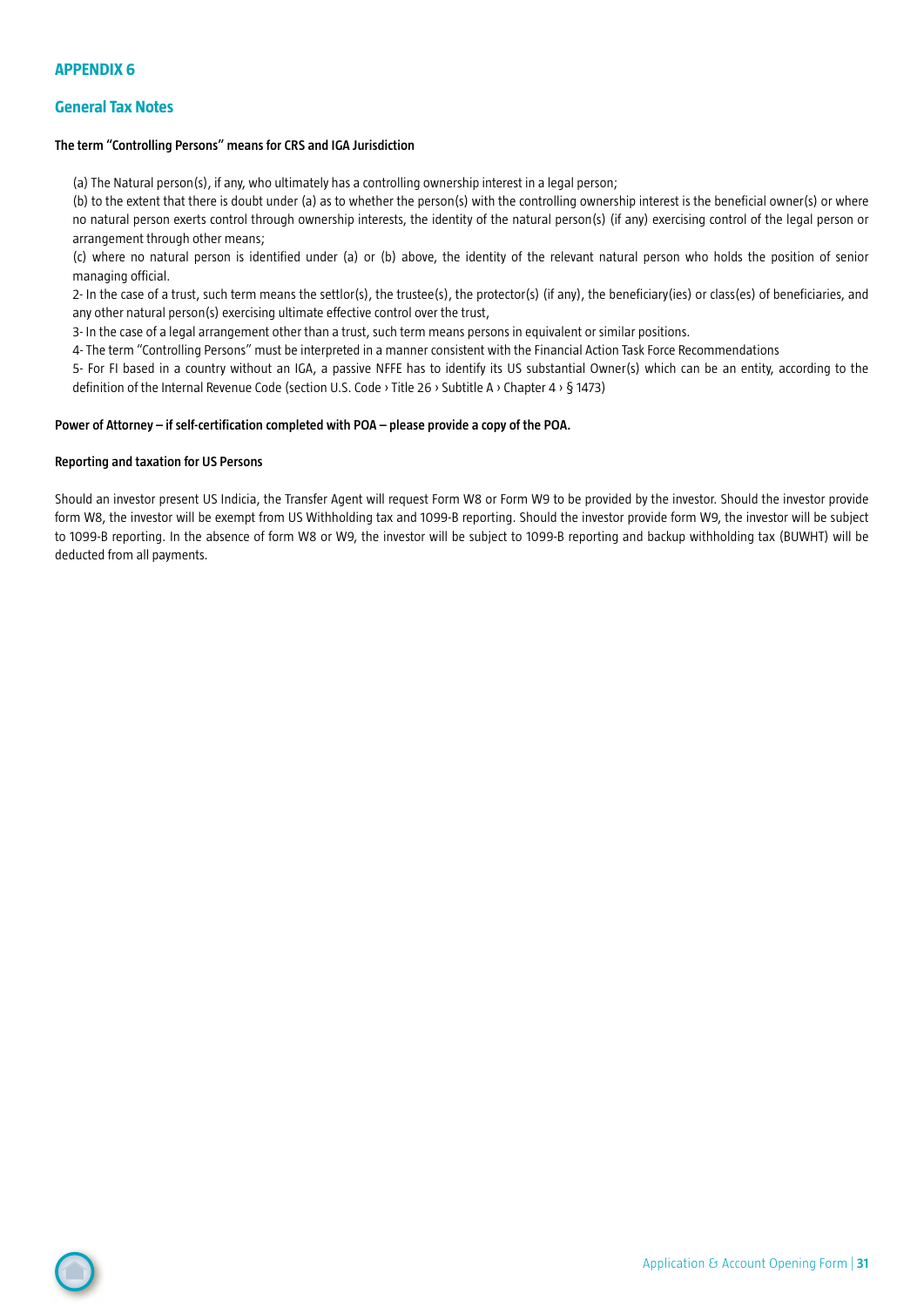# APPENDIX 6

## General Tax Notes

**The term "Controlling Persons" means for CRS and IGA Jurisdiction**

(a) The Natural person(s), if any, who ultimately has a controlling ownership interest in a legal person;

(b) to the extent that there is doubt under (a) as to whether the person(s) with the controlling ownership interest is the beneficial owner(s) or where no natural person exerts control through ownership interests, the identity of the natural person(s) (if any) exercising control of the legal person or arrangement through other means;

(c) where no natural person is identified under (a) or (b) above, the identity of the relevant natural person who holds the position of senior managing official.

2- In the case of a trust, such term means the settlor(s), the trustee(s), the protector(s) (if any), the beneficiary(ies) or class(es) of beneficiaries, and any other natural person(s) exercising ultimate effective control over the trust,

3- In the case of a legal arrangement other than a trust, such term means persons in equivalent or similar positions.

4- The term "Controlling Persons" must be interpreted in a manner consistent with the Financial Action Task Force Recommendations

5- For FI based in a country without an IGA, a passive NFFE has to identify its US substantial Owner(s) which can be an entity, according to the definition of the Internal Revenue Code (section U.S. Code › Title 26 › Subtitle A › Chapter 4 › § 1473)

**Power of Attorney – if self-certification completed with POA – please provide a copy of the POA.**

**Reporting and taxation for US Persons**

Should an investor present US Indicia, the Transfer Agent will request Form W8 or Form W9 to be provided by the investor. Should the investor provide form W8, the investor will be exempt from US Withholding tax and 1099-B reporting. Should the investor provide form W9, the investor will be subject to 1099-B reporting. In the absence of form W8 or W9, the investor will be subject to 1099-B reporting and backup withholding tax (BUWHT) will be deducted from all payments.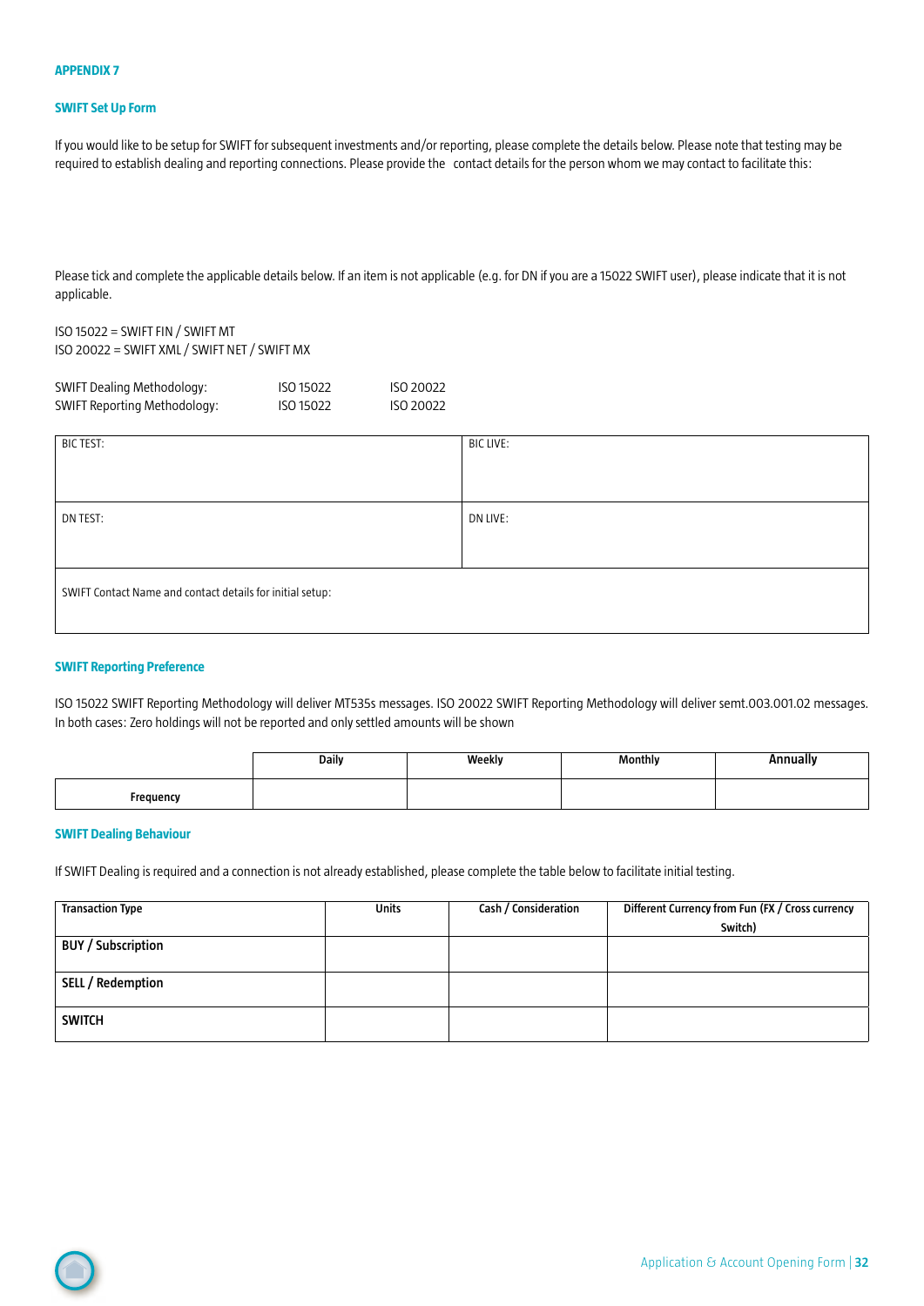**APPENDIX 7**

## SWIFT Set Up Form

If you would like to be setup for SWIFT for subsequent investments and/or reporting, please complete the details below. Please note that testing may be required to establish dealing and reporting connections. Please provide the contact details for the person whom we may contact to facilitate this:

Please tick and complete the applicable details below. If an item is not applicable (e.g. for DN if you are a 15022 SWIFT user), please indicate that it is not applicable.

ISO 15022 = SWIFT FIN / SWIFT MT
ISO 20022 = SWIFT XML / SWIFT NET / SWIFT MX

| | | |
|---|---|---|
| SWIFT Dealing Methodology: | ISO 15022 | ISO 20022 |
| SWIFT Reporting Methodology: | ISO 15022 | ISO 20022 |

| BIC TEST: | BIC LIVE: |
|---|---|
| DN TEST: | DN LIVE: |
| SWIFT Contact Name and contact details for initial setup: | |

## SWIFT Reporting Preference

ISO 15022 SWIFT Reporting Methodology will deliver MT535s messages. ISO 20022 SWIFT Reporting Methodology will deliver semt.003.001.02 messages. In both cases: Zero holdings will not be reported and only settled amounts will be shown

| | **Daily** | **Weekly** | **Monthly** | **Annually** |
|---|---|---|---|---|
| **Frequency** | | | | |

## SWIFT Dealing Behaviour

If SWIFT Dealing is required and a connection is not already established, please complete the table below to facilitate initial testing.

| **Transaction Type** | **Units** | **Cash / Consideration** | **Different Currency from Fun (FX / Cross currency Switch)** |
|---|---|---|---|
| **BUY / Subscription** | | | |
| **SELL / Redemption** | | | |
| **SWITCH** | | | |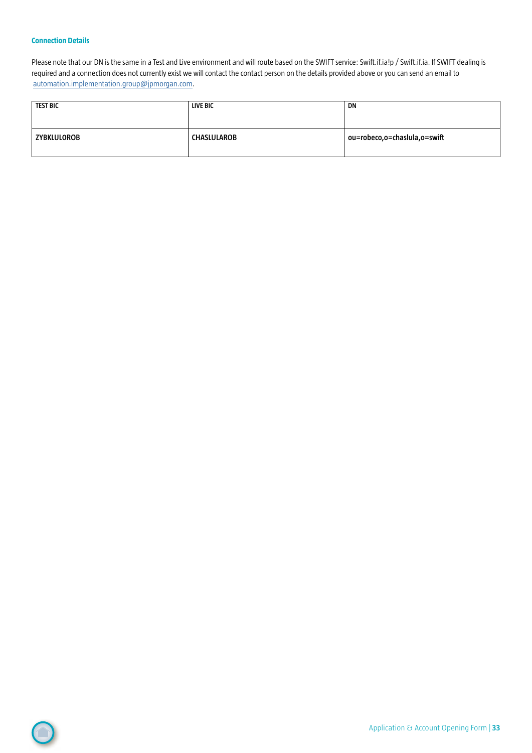### Connection Details

Please note that our DN is the same in a Test and Live environment and will route based on the SWIFT service: Swift.if.ia!p / Swift.if.ia. If SWIFT dealing is required and a connection does not currently exist we will contact the contact person on the details provided above or you can send an email to automation.implementation.group@jpmorgan.com.

| TEST BIC | LIVE BIC | DN |
|---|---|---|
| ZYBKLULOROB | CHASLULAROB | ou=robeco,o=chaslula,o=swift |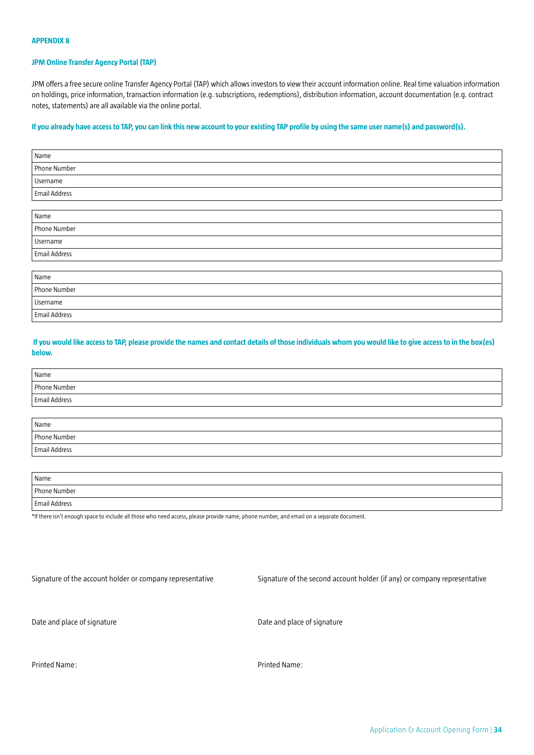**APPENDIX 8**

**JPM Online Transfer Agency Portal (TAP)**

JPM offers a free secure online Transfer Agency Portal (TAP) which allows investors to view their account information online. Real time valuation information on holdings, price information, transaction information (e.g. subscriptions, redemptions), distribution information, account documentation (e.g. contract notes, statements) are all available via the online portal.

**If you already have access to TAP, you can link this new account to your existing TAP profile by using the same user name(s) and password(s).**

| | |
|---|---|
| Name | |
| Phone Number | |
| Username | |
| Email Address | |

| | |
|---|---|
| Name | |
| Phone Number | |
| Username | |
| Email Address | |

| | |
|---|---|
| Name | |
| Phone Number | |
| Username | |
| Email Address | |

**If you would like access to TAP, please provide the names and contact details of those individuals whom you would like to give access to in the box(es) below.**

| | |
|---|---|
| Name | |
| Phone Number | |
| Email Address | |

| | |
|---|---|
| Name | |
| Phone Number | |
| Email Address | |

| | |
|---|---|
| Name | |
| Phone Number | |
| Email Address | |

*If there isn't enough space to include all those who need access, please provide name, phone number, and email on a separate document.

Signature of the account holder or company representative

Date and place of signature

Printed Name:

Signature of the second account holder (if any) or company representative

Date and place of signature

Printed Name: